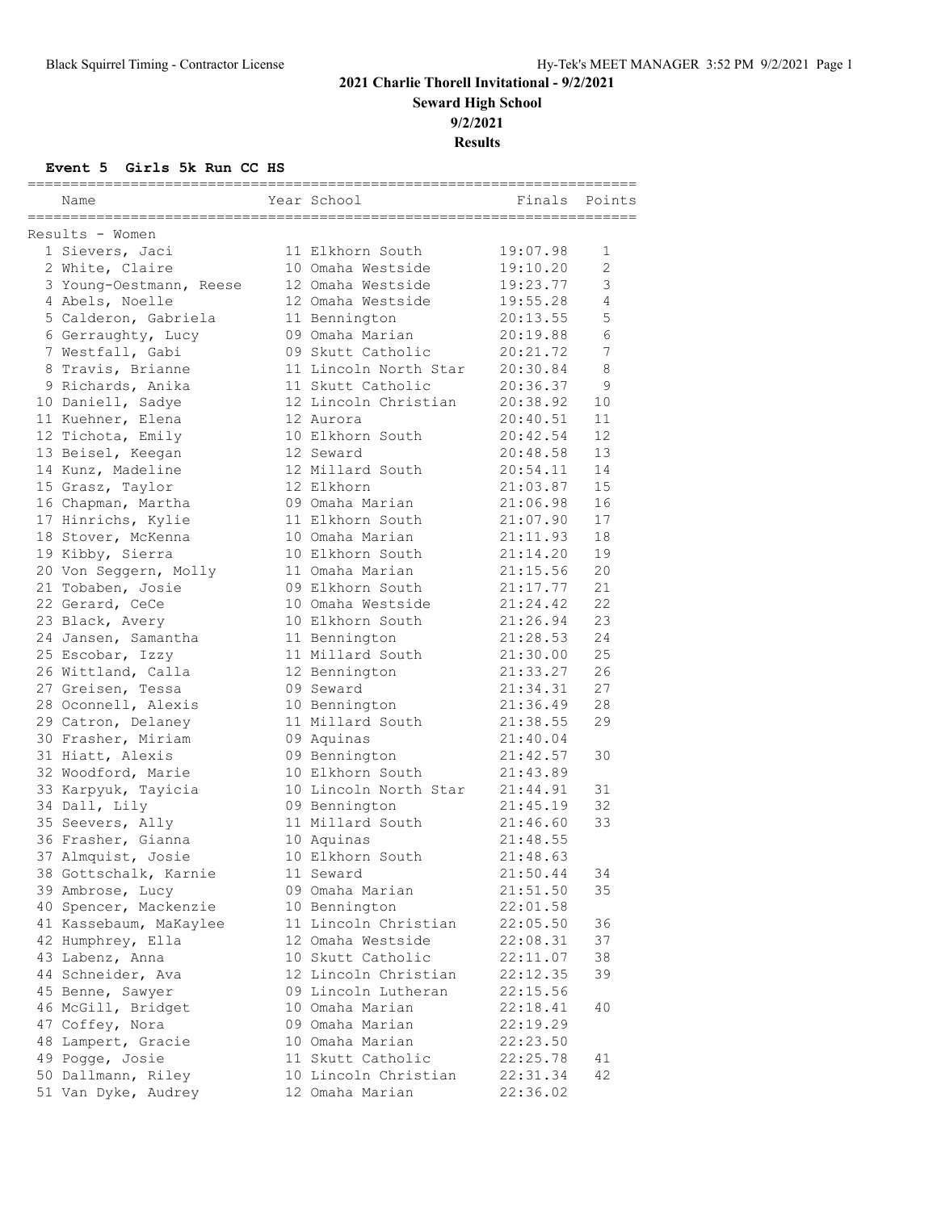# 2021 Charlie Thorell Invitational - 9/2/2021

## Seward High School

## 9/2/2021

## Results

### Event 5 Girls 5k Run CC HS

Results - Women

| | Name | Year | School | Finals | Points |
|---|---|---|---|---|---|
| 1 | Sievers, Jaci | 11 | Elkhorn South | 19:07.98 | 1 |
| 2 | White, Claire | 10 | Omaha Westside | 19:10.20 | 2 |
| 3 | Young-Oestmann, Reese | 12 | Omaha Westside | 19:23.77 | 3 |
| 4 | Abels, Noelle | 12 | Omaha Westside | 19:55.28 | 4 |
| 5 | Calderon, Gabriela | 11 | Bennington | 20:13.55 | 5 |
| 6 | Gerraughty, Lucy | 09 | Omaha Marian | 20:19.88 | 6 |
| 7 | Westfall, Gabi | 09 | Skutt Catholic | 20:21.72 | 7 |
| 8 | Travis, Brianne | 11 | Lincoln North Star | 20:30.84 | 8 |
| 9 | Richards, Anika | 11 | Skutt Catholic | 20:36.37 | 9 |
| 10 | Daniell, Sadye | 12 | Lincoln Christian | 20:38.92 | 10 |
| 11 | Kuehner, Elena | 12 | Aurora | 20:40.51 | 11 |
| 12 | Tichota, Emily | 10 | Elkhorn South | 20:42.54 | 12 |
| 13 | Beisel, Keegan | 12 | Seward | 20:48.58 | 13 |
| 14 | Kunz, Madeline | 12 | Millard South | 20:54.11 | 14 |
| 15 | Grasz, Taylor | 12 | Elkhorn | 21:03.87 | 15 |
| 16 | Chapman, Martha | 09 | Omaha Marian | 21:06.98 | 16 |
| 17 | Hinrichs, Kylie | 11 | Elkhorn South | 21:07.90 | 17 |
| 18 | Stover, McKenna | 10 | Omaha Marian | 21:11.93 | 18 |
| 19 | Kibby, Sierra | 10 | Elkhorn South | 21:14.20 | 19 |
| 20 | Von Seggern, Molly | 11 | Omaha Marian | 21:15.56 | 20 |
| 21 | Tobaben, Josie | 09 | Elkhorn South | 21:17.77 | 21 |
| 22 | Gerard, CeCe | 10 | Omaha Westside | 21:24.42 | 22 |
| 23 | Black, Avery | 10 | Elkhorn South | 21:26.94 | 23 |
| 24 | Jansen, Samantha | 11 | Bennington | 21:28.53 | 24 |
| 25 | Escobar, Izzy | 11 | Millard South | 21:30.00 | 25 |
| 26 | Wittland, Calla | 12 | Bennington | 21:33.27 | 26 |
| 27 | Greisen, Tessa | 09 | Seward | 21:34.31 | 27 |
| 28 | Oconnell, Alexis | 10 | Bennington | 21:36.49 | 28 |
| 29 | Catron, Delaney | 11 | Millard South | 21:38.55 | 29 |
| 30 | Frasher, Miriam | 09 | Aquinas | 21:40.04 | |
| 31 | Hiatt, Alexis | 09 | Bennington | 21:42.57 | 30 |
| 32 | Woodford, Marie | 10 | Elkhorn South | 21:43.89 | |
| 33 | Karpyuk, Tayicia | 10 | Lincoln North Star | 21:44.91 | 31 |
| 34 | Dall, Lily | 09 | Bennington | 21:45.19 | 32 |
| 35 | Seevers, Ally | 11 | Millard South | 21:46.60 | 33 |
| 36 | Frasher, Gianna | 10 | Aquinas | 21:48.55 | |
| 37 | Almquist, Josie | 10 | Elkhorn South | 21:48.63 | |
| 38 | Gottschalk, Karnie | 11 | Seward | 21:50.44 | 34 |
| 39 | Ambrose, Lucy | 09 | Omaha Marian | 21:51.50 | 35 |
| 40 | Spencer, Mackenzie | 10 | Bennington | 22:01.58 | |
| 41 | Kassebaum, MaKaylee | 11 | Lincoln Christian | 22:05.50 | 36 |
| 42 | Humphrey, Ella | 12 | Omaha Westside | 22:08.31 | 37 |
| 43 | Labenz, Anna | 10 | Skutt Catholic | 22:11.07 | 38 |
| 44 | Schneider, Ava | 12 | Lincoln Christian | 22:12.35 | 39 |
| 45 | Benne, Sawyer | 09 | Lincoln Lutheran | 22:15.56 | |
| 46 | McGill, Bridget | 10 | Omaha Marian | 22:18.41 | 40 |
| 47 | Coffey, Nora | 09 | Omaha Marian | 22:19.29 | |
| 48 | Lampert, Gracie | 10 | Omaha Marian | 22:23.50 | |
| 49 | Pogge, Josie | 11 | Skutt Catholic | 22:25.78 | 41 |
| 50 | Dallmann, Riley | 10 | Lincoln Christian | 22:31.34 | 42 |
| 51 | Van Dyke, Audrey | 12 | Omaha Marian | 22:36.02 | |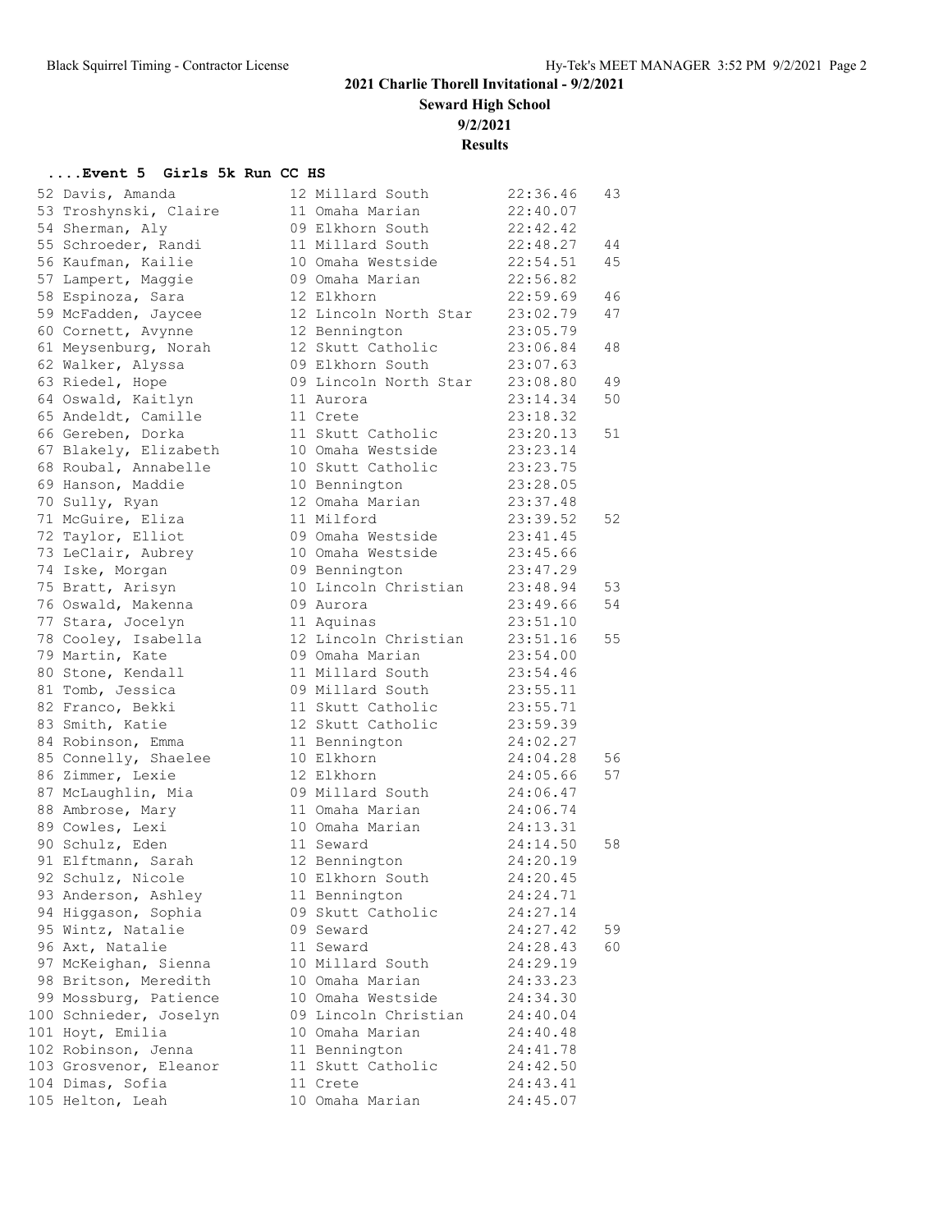## 2021 Charlie Thorell Invitational - 9/2/2021

**Seward High School**

**9/2/2021**

**Results**

### ....Event 5 Girls 5k Run CC HS

| Place | Name | Yr | School | Time | Points |
|---|---|---|---|---|---|
| 52 | Davis, Amanda | 12 | Millard South | 22:36.46 | 43 |
| 53 | Troshynski, Claire | 11 | Omaha Marian | 22:40.07 | |
| 54 | Sherman, Aly | 09 | Elkhorn South | 22:42.42 | |
| 55 | Schroeder, Randi | 11 | Millard South | 22:48.27 | 44 |
| 56 | Kaufman, Kailie | 10 | Omaha Westside | 22:54.51 | 45 |
| 57 | Lampert, Maggie | 09 | Omaha Marian | 22:56.82 | |
| 58 | Espinoza, Sara | 12 | Elkhorn | 22:59.69 | 46 |
| 59 | McFadden, Jaycee | 12 | Lincoln North Star | 23:02.79 | 47 |
| 60 | Cornett, Avynne | 12 | Bennington | 23:05.79 | |
| 61 | Meysenburg, Norah | 12 | Skutt Catholic | 23:06.84 | 48 |
| 62 | Walker, Alyssa | 09 | Elkhorn South | 23:07.63 | |
| 63 | Riedel, Hope | 09 | Lincoln North Star | 23:08.80 | 49 |
| 64 | Oswald, Kaitlyn | 11 | Aurora | 23:14.34 | 50 |
| 65 | Andeldt, Camille | 11 | Crete | 23:18.32 | |
| 66 | Gereben, Dorka | 11 | Skutt Catholic | 23:20.13 | 51 |
| 67 | Blakely, Elizabeth | 10 | Omaha Westside | 23:23.14 | |
| 68 | Roubal, Annabelle | 10 | Skutt Catholic | 23:23.75 | |
| 69 | Hanson, Maddie | 10 | Bennington | 23:28.05 | |
| 70 | Sully, Ryan | 12 | Omaha Marian | 23:37.48 | |
| 71 | McGuire, Eliza | 11 | Milford | 23:39.52 | 52 |
| 72 | Taylor, Elliot | 09 | Omaha Westside | 23:41.45 | |
| 73 | LeClair, Aubrey | 10 | Omaha Westside | 23:45.66 | |
| 74 | Iske, Morgan | 09 | Bennington | 23:47.29 | |
| 75 | Bratt, Arisyn | 10 | Lincoln Christian | 23:48.94 | 53 |
| 76 | Oswald, Makenna | 09 | Aurora | 23:49.66 | 54 |
| 77 | Stara, Jocelyn | 11 | Aquinas | 23:51.10 | |
| 78 | Cooley, Isabella | 12 | Lincoln Christian | 23:51.16 | 55 |
| 79 | Martin, Kate | 09 | Omaha Marian | 23:54.00 | |
| 80 | Stone, Kendall | 11 | Millard South | 23:54.46 | |
| 81 | Tomb, Jessica | 09 | Millard South | 23:55.11 | |
| 82 | Franco, Bekki | 11 | Skutt Catholic | 23:55.71 | |
| 83 | Smith, Katie | 12 | Skutt Catholic | 23:59.39 | |
| 84 | Robinson, Emma | 11 | Bennington | 24:02.27 | |
| 85 | Connelly, Shaelee | 10 | Elkhorn | 24:04.28 | 56 |
| 86 | Zimmer, Lexie | 12 | Elkhorn | 24:05.66 | 57 |
| 87 | McLaughlin, Mia | 09 | Millard South | 24:06.47 | |
| 88 | Ambrose, Mary | 11 | Omaha Marian | 24:06.74 | |
| 89 | Cowles, Lexi | 10 | Omaha Marian | 24:13.31 | |
| 90 | Schulz, Eden | 11 | Seward | 24:14.50 | 58 |
| 91 | Elftmann, Sarah | 12 | Bennington | 24:20.19 | |
| 92 | Schulz, Nicole | 10 | Elkhorn South | 24:20.45 | |
| 93 | Anderson, Ashley | 11 | Bennington | 24:24.71 | |
| 94 | Higgason, Sophia | 09 | Skutt Catholic | 24:27.14 | |
| 95 | Wintz, Natalie | 09 | Seward | 24:27.42 | 59 |
| 96 | Axt, Natalie | 11 | Seward | 24:28.43 | 60 |
| 97 | McKeighan, Sienna | 10 | Millard South | 24:29.19 | |
| 98 | Britson, Meredith | 10 | Omaha Marian | 24:33.23 | |
| 99 | Mossburg, Patience | 10 | Omaha Westside | 24:34.30 | |
| 100 | Schnieder, Joselyn | 09 | Lincoln Christian | 24:40.04 | |
| 101 | Hoyt, Emilia | 10 | Omaha Marian | 24:40.48 | |
| 102 | Robinson, Jenna | 11 | Bennington | 24:41.78 | |
| 103 | Grosvenor, Eleanor | 11 | Skutt Catholic | 24:42.50 | |
| 104 | Dimas, Sofia | 11 | Crete | 24:43.41 | |
| 105 | Helton, Leah | 10 | Omaha Marian | 24:45.07 | |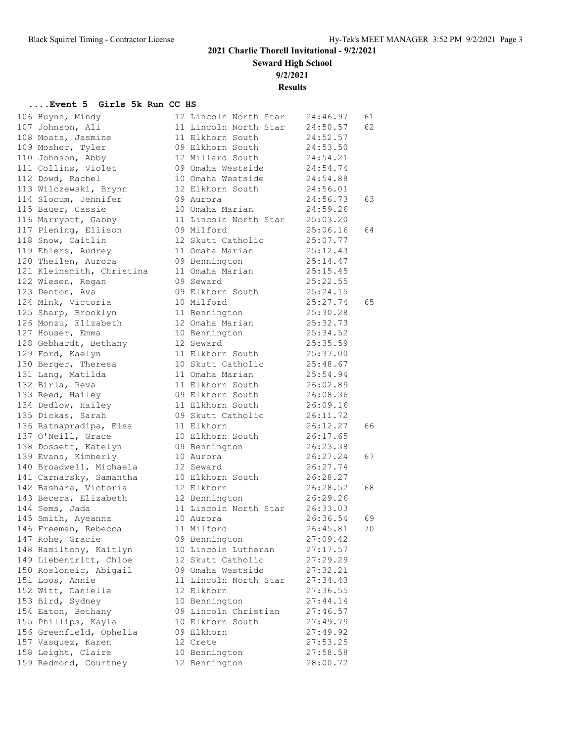# 2021 Charlie Thorell Invitational - 9/2/2021

## Seward High School

## 9/2/2021

## Results

### ....Event 5 Girls 5k Run CC HS

| Place | Name | Yr | School | Time | Points |
|---|---|---|---|---|---|
| 106 | Huynh, Mindy | 12 | Lincoln North Star | 24:46.97 | 61 |
| 107 | Johnson, Ali | 11 | Lincoln North Star | 24:50.57 | 62 |
| 108 | Moats, Jasmine | 11 | Elkhorn South | 24:52.57 | |
| 109 | Mosher, Tyler | 09 | Elkhorn South | 24:53.50 | |
| 110 | Johnson, Abby | 12 | Millard South | 24:54.21 | |
| 111 | Collins, Violet | 09 | Omaha Westside | 24:54.74 | |
| 112 | Dowd, Rachel | 10 | Omaha Westside | 24:54.88 | |
| 113 | Wilczewski, Brynn | 12 | Elkhorn South | 24:56.01 | |
| 114 | Slocum, Jennifer | 09 | Aurora | 24:56.73 | 63 |
| 115 | Bauer, Cassie | 10 | Omaha Marian | 24:59.26 | |
| 116 | Marryott, Gabby | 11 | Lincoln North Star | 25:03.20 | |
| 117 | Piening, Ellison | 09 | Milford | 25:06.16 | 64 |
| 118 | Snow, Caitlin | 12 | Skutt Catholic | 25:07.77 | |
| 119 | Ehlers, Audrey | 11 | Omaha Marian | 25:12.43 | |
| 120 | Theilen, Aurora | 09 | Bennington | 25:14.47 | |
| 121 | Kleinsmith, Christina | 11 | Omaha Marian | 25:15.45 | |
| 122 | Wiesen, Regan | 09 | Seward | 25:22.55 | |
| 123 | Denton, Ava | 09 | Elkhorn South | 25:24.15 | |
| 124 | Mink, Victoria | 10 | Milford | 25:27.74 | 65 |
| 125 | Sharp, Brooklyn | 11 | Bennington | 25:30.28 | |
| 126 | Monzu, Elizabeth | 12 | Omaha Marian | 25:32.73 | |
| 127 | Houser, Emma | 10 | Bennington | 25:34.52 | |
| 128 | Gebhardt, Bethany | 12 | Seward | 25:35.59 | |
| 129 | Ford, Kaelyn | 11 | Elkhorn South | 25:37.00 | |
| 130 | Berger, Theresa | 10 | Skutt Catholic | 25:48.67 | |
| 131 | Lang, Matilda | 11 | Omaha Marian | 25:54.94 | |
| 132 | Birla, Reva | 11 | Elkhorn South | 26:02.89 | |
| 133 | Reed, Hailey | 09 | Elkhorn South | 26:08.36 | |
| 134 | Dedlow, Hailey | 11 | Elkhorn South | 26:09.16 | |
| 135 | Dickas, Sarah | 09 | Skutt Catholic | 26:11.72 | |
| 136 | Ratnapradipa, Elsa | 11 | Elkhorn | 26:12.27 | 66 |
| 137 | O'Neill, Grace | 10 | Elkhorn South | 26:17.65 | |
| 138 | Dossett, Katelyn | 09 | Bennington | 26:23.38 | |
| 139 | Evans, Kimberly | 10 | Aurora | 26:27.24 | 67 |
| 140 | Broadwell, Michaela | 12 | Seward | 26:27.74 | |
| 141 | Carnarsky, Samantha | 10 | Elkhorn South | 26:28.27 | |
| 142 | Bashara, Victoria | 12 | Elkhorn | 26:28.52 | 68 |
| 143 | Becera, Elizabeth | 12 | Bennington | 26:29.26 | |
| 144 | Sems, Jada | 11 | Lincoln North Star | 26:33.03 | |
| 145 | Smith, Ayeanna | 10 | Aurora | 26:36.54 | 69 |
| 146 | Freeman, Rebecca | 11 | Milford | 26:45.81 | 70 |
| 147 | Rohe, Gracie | 09 | Bennington | 27:09.42 | |
| 148 | Hamiltony, Kaitlyn | 10 | Lincoln Lutheran | 27:17.57 | |
| 149 | Liebentritt, Chloe | 12 | Skutt Catholic | 27:29.29 | |
| 150 | Rosloneic, Abigail | 09 | Omaha Westside | 27:32.21 | |
| 151 | Loos, Annie | 11 | Lincoln North Star | 27:34.43 | |
| 152 | Witt, Danielle | 12 | Elkhorn | 27:36.55 | |
| 153 | Bird, Sydney | 10 | Bennington | 27:44.14 | |
| 154 | Eaton, Bethany | 09 | Lincoln Christian | 27:46.57 | |
| 155 | Phillips, Kayla | 10 | Elkhorn South | 27:49.79 | |
| 156 | Greenfield, Ophelia | 09 | Elkhorn | 27:49.92 | |
| 157 | Vasquez, Karen | 12 | Crete | 27:53.25 | |
| 158 | Leight, Claire | 10 | Bennington | 27:58.58 | |
| 159 | Redmond, Courtney | 12 | Bennington | 28:00.72 | |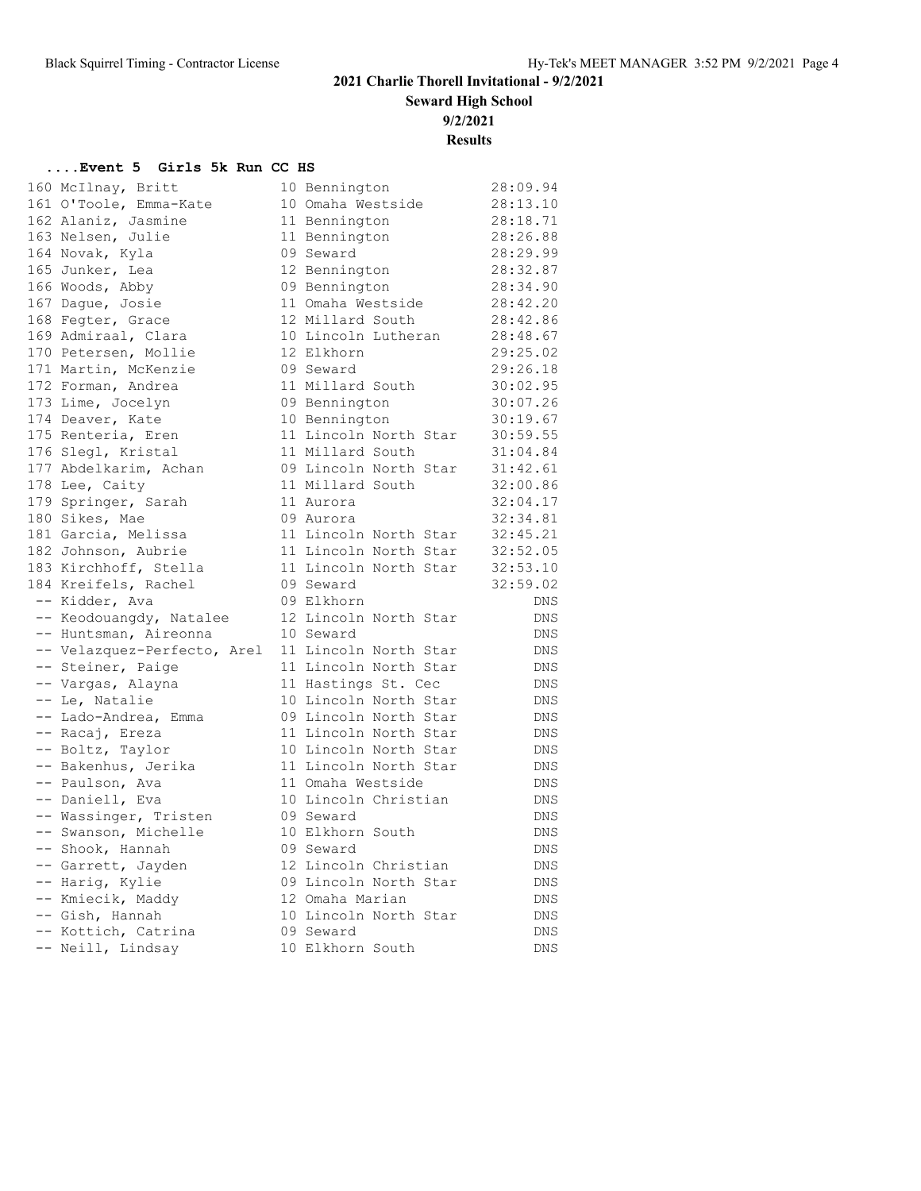## 2021 Charlie Thorell Invitational - 9/2/2021

**Seward High School**

**9/2/2021**

**Results**

### ....Event 5 Girls 5k Run CC HS

| Place | Name | Yr | School | Time |
|---|---|---|---|---|
| 160 | McIlnay, Britt | 10 | Bennington | 28:09.94 |
| 161 | O'Toole, Emma-Kate | 10 | Omaha Westside | 28:13.10 |
| 162 | Alaniz, Jasmine | 11 | Bennington | 28:18.71 |
| 163 | Nelsen, Julie | 11 | Bennington | 28:26.88 |
| 164 | Novak, Kyla | 09 | Seward | 28:29.99 |
| 165 | Junker, Lea | 12 | Bennington | 28:32.87 |
| 166 | Woods, Abby | 09 | Bennington | 28:34.90 |
| 167 | Dague, Josie | 11 | Omaha Westside | 28:42.20 |
| 168 | Fegter, Grace | 12 | Millard South | 28:42.86 |
| 169 | Admiraal, Clara | 10 | Lincoln Lutheran | 28:48.67 |
| 170 | Petersen, Mollie | 12 | Elkhorn | 29:25.02 |
| 171 | Martin, McKenzie | 09 | Seward | 29:26.18 |
| 172 | Forman, Andrea | 11 | Millard South | 30:02.95 |
| 173 | Lime, Jocelyn | 09 | Bennington | 30:07.26 |
| 174 | Deaver, Kate | 10 | Bennington | 30:19.67 |
| 175 | Renteria, Eren | 11 | Lincoln North Star | 30:59.55 |
| 176 | Slegl, Kristal | 11 | Millard South | 31:04.84 |
| 177 | Abdelkarim, Achan | 09 | Lincoln North Star | 31:42.61 |
| 178 | Lee, Caity | 11 | Millard South | 32:00.86 |
| 179 | Springer, Sarah | 11 | Aurora | 32:04.17 |
| 180 | Sikes, Mae | 09 | Aurora | 32:34.81 |
| 181 | Garcia, Melissa | 11 | Lincoln North Star | 32:45.21 |
| 182 | Johnson, Aubrie | 11 | Lincoln North Star | 32:52.05 |
| 183 | Kirchhoff, Stella | 11 | Lincoln North Star | 32:53.10 |
| 184 | Kreifels, Rachel | 09 | Seward | 32:59.02 |
| -- | Kidder, Ava | 09 | Elkhorn | DNS |
| -- | Keodouangdy, Natalee | 12 | Lincoln North Star | DNS |
| -- | Huntsman, Aireonna | 10 | Seward | DNS |
| -- | Velazquez-Perfecto, Arel | 11 | Lincoln North Star | DNS |
| -- | Steiner, Paige | 11 | Lincoln North Star | DNS |
| -- | Vargas, Alayna | 11 | Hastings St. Cec | DNS |
| -- | Le, Natalie | 10 | Lincoln North Star | DNS |
| -- | Lado-Andrea, Emma | 09 | Lincoln North Star | DNS |
| -- | Racaj, Ereza | 11 | Lincoln North Star | DNS |
| -- | Boltz, Taylor | 10 | Lincoln North Star | DNS |
| -- | Bakenhus, Jerika | 11 | Lincoln North Star | DNS |
| -- | Paulson, Ava | 11 | Omaha Westside | DNS |
| -- | Daniell, Eva | 10 | Lincoln Christian | DNS |
| -- | Wassinger, Tristen | 09 | Seward | DNS |
| -- | Swanson, Michelle | 10 | Elkhorn South | DNS |
| -- | Shook, Hannah | 09 | Seward | DNS |
| -- | Garrett, Jayden | 12 | Lincoln Christian | DNS |
| -- | Harig, Kylie | 09 | Lincoln North Star | DNS |
| -- | Kmiecik, Maddy | 12 | Omaha Marian | DNS |
| -- | Gish, Hannah | 10 | Lincoln North Star | DNS |
| -- | Kottich, Catrina | 09 | Seward | DNS |
| -- | Neill, Lindsay | 10 | Elkhorn South | DNS |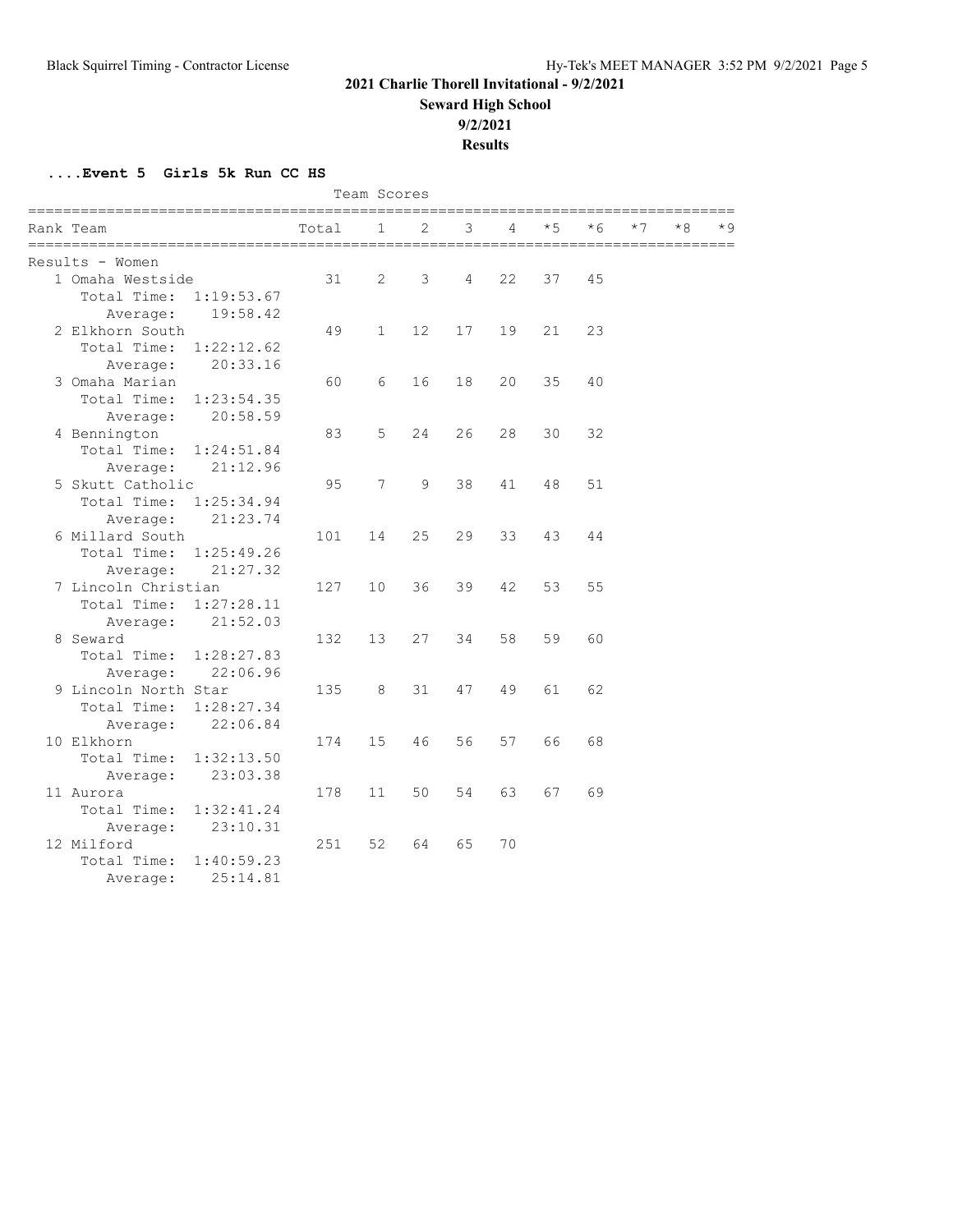# 2021 Charlie Thorell Invitational - 9/2/2021

**Seward High School**

**9/2/2021**

**Results**

**....Event 5 Girls 5k Run CC HS**

Team Scores

| Rank | Team | Total | 1 | 2 | 3 | 4 | *5 | *6 | *7 | *8 | *9 |
|---|---|---|---|---|---|---|---|---|---|---|---|
| **Results - Women** | | | | | | | | | | | |
| 1 | Omaha Westside | 31 | 2 | 3 | 4 | 22 | 37 | 45 | | | |
| | Total Time: 1:19:53.67 | | | | | | | | | | |
| | Average: 19:58.42 | | | | | | | | | | |
| 2 | Elkhorn South | 49 | 1 | 12 | 17 | 19 | 21 | 23 | | | |
| | Total Time: 1:22:12.62 | | | | | | | | | | |
| | Average: 20:33.16 | | | | | | | | | | |
| 3 | Omaha Marian | 60 | 6 | 16 | 18 | 20 | 35 | 40 | | | |
| | Total Time: 1:23:54.35 | | | | | | | | | | |
| | Average: 20:58.59 | | | | | | | | | | |
| 4 | Bennington | 83 | 5 | 24 | 26 | 28 | 30 | 32 | | | |
| | Total Time: 1:24:51.84 | | | | | | | | | | |
| | Average: 21:12.96 | | | | | | | | | | |
| 5 | Skutt Catholic | 95 | 7 | 9 | 38 | 41 | 48 | 51 | | | |
| | Total Time: 1:25:34.94 | | | | | | | | | | |
| | Average: 21:23.74 | | | | | | | | | | |
| 6 | Millard South | 101 | 14 | 25 | 29 | 33 | 43 | 44 | | | |
| | Total Time: 1:25:49.26 | | | | | | | | | | |
| | Average: 21:27.32 | | | | | | | | | | |
| 7 | Lincoln Christian | 127 | 10 | 36 | 39 | 42 | 53 | 55 | | | |
| | Total Time: 1:27:28.11 | | | | | | | | | | |
| | Average: 21:52.03 | | | | | | | | | | |
| 8 | Seward | 132 | 13 | 27 | 34 | 58 | 59 | 60 | | | |
| | Total Time: 1:28:27.83 | | | | | | | | | | |
| | Average: 22:06.96 | | | | | | | | | | |
| 9 | Lincoln North Star | 135 | 8 | 31 | 47 | 49 | 61 | 62 | | | |
| | Total Time: 1:28:27.34 | | | | | | | | | | |
| | Average: 22:06.84 | | | | | | | | | | |
| 10 | Elkhorn | 174 | 15 | 46 | 56 | 57 | 66 | 68 | | | |
| | Total Time: 1:32:13.50 | | | | | | | | | | |
| | Average: 23:03.38 | | | | | | | | | | |
| 11 | Aurora | 178 | 11 | 50 | 54 | 63 | 67 | 69 | | | |
| | Total Time: 1:32:41.24 | | | | | | | | | | |
| | Average: 23:10.31 | | | | | | | | | | |
| 12 | Milford | 251 | 52 | 64 | 65 | 70 | | | | | |
| | Total Time: 1:40:59.23 | | | | | | | | | | |
| | Average: 25:14.81 | | | | | | | | | | |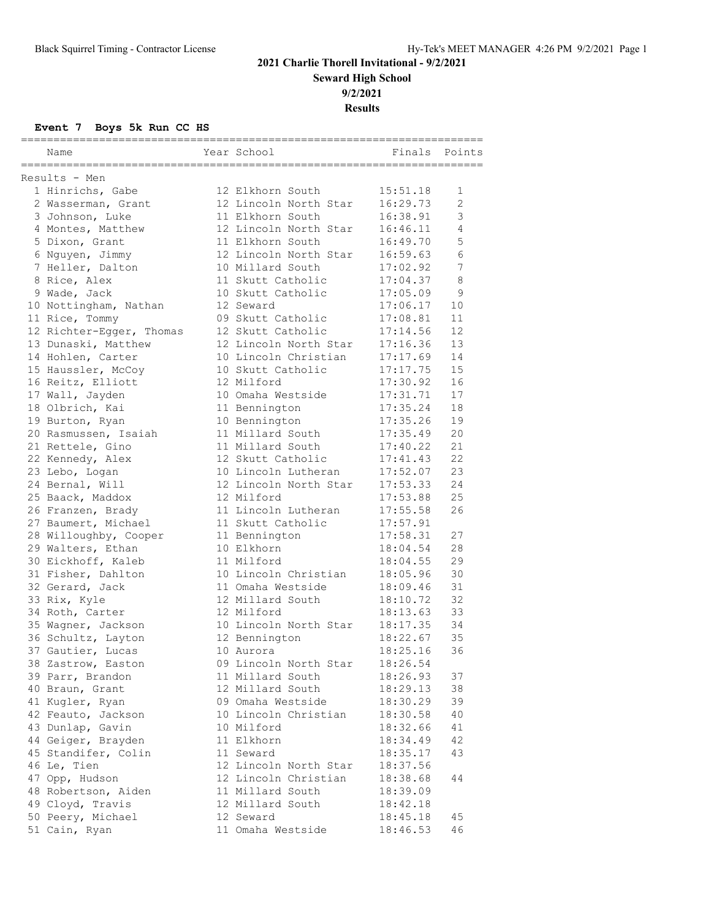# 2021 Charlie Thorell Invitational - 9/2/2021

## Seward High School

## 9/2/2021

## Results

### Event 7 Boys 5k Run CC HS

Results - Men

| | Name | Year | School | Finals | Points |
|---|---|---|---|---|---|
| 1 | Hinrichs, Gabe | 12 | Elkhorn South | 15:51.18 | 1 |
| 2 | Wasserman, Grant | 12 | Lincoln North Star | 16:29.73 | 2 |
| 3 | Johnson, Luke | 11 | Elkhorn South | 16:38.91 | 3 |
| 4 | Montes, Matthew | 12 | Lincoln North Star | 16:46.11 | 4 |
| 5 | Dixon, Grant | 11 | Elkhorn South | 16:49.70 | 5 |
| 6 | Nguyen, Jimmy | 12 | Lincoln North Star | 16:59.63 | 6 |
| 7 | Heller, Dalton | 10 | Millard South | 17:02.92 | 7 |
| 8 | Rice, Alex | 11 | Skutt Catholic | 17:04.37 | 8 |
| 9 | Wade, Jack | 10 | Skutt Catholic | 17:05.09 | 9 |
| 10 | Nottingham, Nathan | 12 | Seward | 17:06.17 | 10 |
| 11 | Rice, Tommy | 09 | Skutt Catholic | 17:08.81 | 11 |
| 12 | Richter-Egger, Thomas | 12 | Skutt Catholic | 17:14.56 | 12 |
| 13 | Dunaski, Matthew | 12 | Lincoln North Star | 17:16.36 | 13 |
| 14 | Hohlen, Carter | 10 | Lincoln Christian | 17:17.69 | 14 |
| 15 | Haussler, McCoy | 10 | Skutt Catholic | 17:17.75 | 15 |
| 16 | Reitz, Elliott | 12 | Milford | 17:30.92 | 16 |
| 17 | Wall, Jayden | 10 | Omaha Westside | 17:31.71 | 17 |
| 18 | Olbrich, Kai | 11 | Bennington | 17:35.24 | 18 |
| 19 | Burton, Ryan | 10 | Bennington | 17:35.26 | 19 |
| 20 | Rasmussen, Isaiah | 11 | Millard South | 17:35.49 | 20 |
| 21 | Rettele, Gino | 11 | Millard South | 17:40.22 | 21 |
| 22 | Kennedy, Alex | 12 | Skutt Catholic | 17:41.43 | 22 |
| 23 | Lebo, Logan | 10 | Lincoln Lutheran | 17:52.07 | 23 |
| 24 | Bernal, Will | 12 | Lincoln North Star | 17:53.33 | 24 |
| 25 | Baack, Maddox | 12 | Milford | 17:53.88 | 25 |
| 26 | Franzen, Brady | 11 | Lincoln Lutheran | 17:55.58 | 26 |
| 27 | Baumert, Michael | 11 | Skutt Catholic | 17:57.91 | |
| 28 | Willoughby, Cooper | 11 | Bennington | 17:58.31 | 27 |
| 29 | Walters, Ethan | 10 | Elkhorn | 18:04.54 | 28 |
| 30 | Eickhoff, Kaleb | 11 | Milford | 18:04.55 | 29 |
| 31 | Fisher, Dahlton | 10 | Lincoln Christian | 18:05.96 | 30 |
| 32 | Gerard, Jack | 11 | Omaha Westside | 18:09.46 | 31 |
| 33 | Rix, Kyle | 12 | Millard South | 18:10.72 | 32 |
| 34 | Roth, Carter | 12 | Milford | 18:13.63 | 33 |
| 35 | Wagner, Jackson | 10 | Lincoln North Star | 18:17.35 | 34 |
| 36 | Schultz, Layton | 12 | Bennington | 18:22.67 | 35 |
| 37 | Gautier, Lucas | 10 | Aurora | 18:25.16 | 36 |
| 38 | Zastrow, Easton | 09 | Lincoln North Star | 18:26.54 | |
| 39 | Parr, Brandon | 11 | Millard South | 18:26.93 | 37 |
| 40 | Braun, Grant | 12 | Millard South | 18:29.13 | 38 |
| 41 | Kugler, Ryan | 09 | Omaha Westside | 18:30.29 | 39 |
| 42 | Feauto, Jackson | 10 | Lincoln Christian | 18:30.58 | 40 |
| 43 | Dunlap, Gavin | 10 | Milford | 18:32.66 | 41 |
| 44 | Geiger, Brayden | 11 | Elkhorn | 18:34.49 | 42 |
| 45 | Standifer, Colin | 11 | Seward | 18:35.17 | 43 |
| 46 | Le, Tien | 12 | Lincoln North Star | 18:37.56 | |
| 47 | Opp, Hudson | 12 | Lincoln Christian | 18:38.68 | 44 |
| 48 | Robertson, Aiden | 11 | Millard South | 18:39.09 | |
| 49 | Cloyd, Travis | 12 | Millard South | 18:42.18 | |
| 50 | Peery, Michael | 12 | Seward | 18:45.18 | 45 |
| 51 | Cain, Ryan | 11 | Omaha Westside | 18:46.53 | 46 |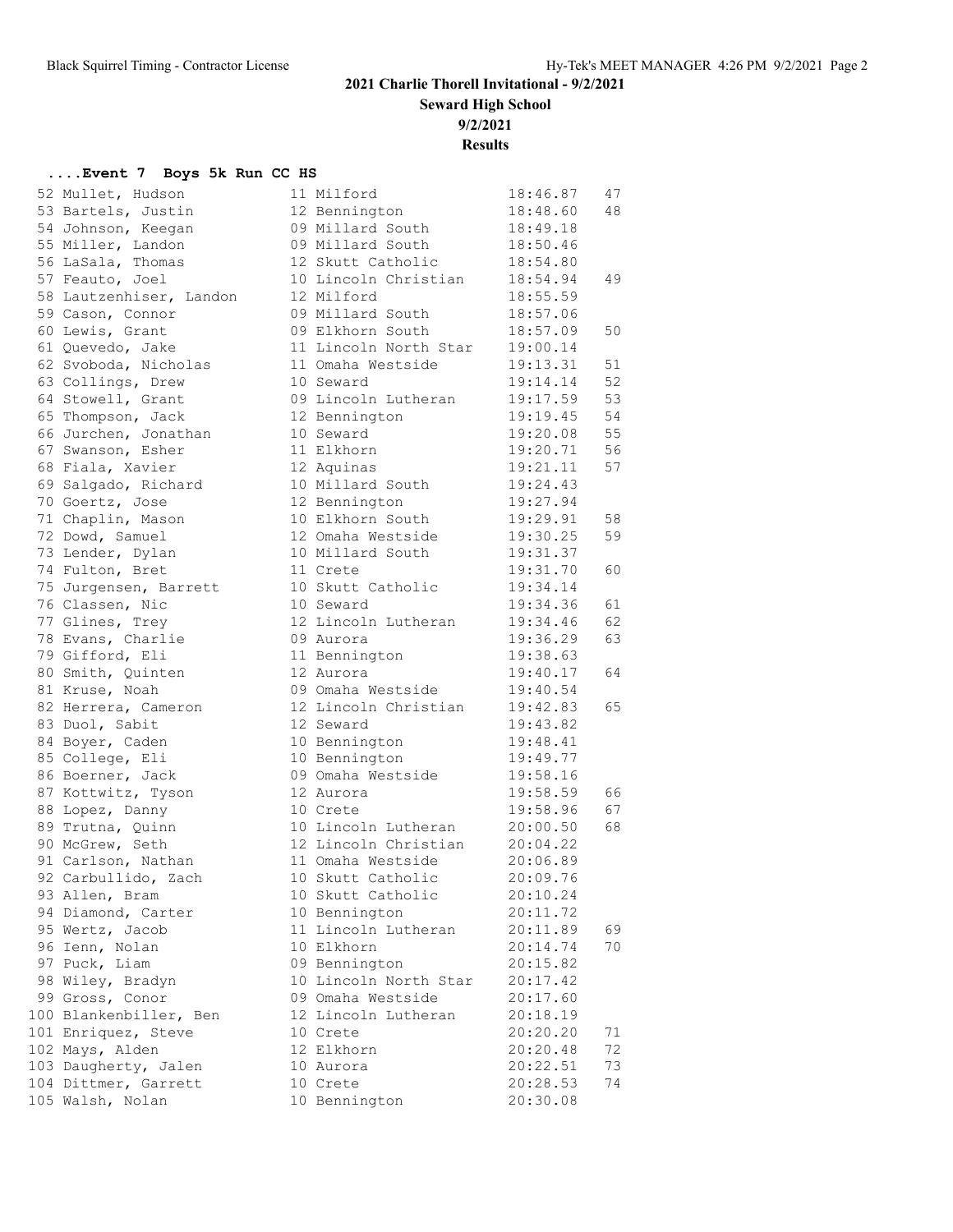# 2021 Charlie Thorell Invitational - 9/2/2021

## Seward High School

## 9/2/2021

## Results

### ....Event 7 Boys 5k Run CC HS

| Place | Name | Yr | School | Time | Points |
|---|---|---|---|---|---|
| 52 | Mullet, Hudson | 11 | Milford | 18:46.87 | 47 |
| 53 | Bartels, Justin | 12 | Bennington | 18:48.60 | 48 |
| 54 | Johnson, Keegan | 09 | Millard South | 18:49.18 | |
| 55 | Miller, Landon | 09 | Millard South | 18:50.46 | |
| 56 | LaSala, Thomas | 12 | Skutt Catholic | 18:54.80 | |
| 57 | Feauto, Joel | 10 | Lincoln Christian | 18:54.94 | 49 |
| 58 | Lautzenhiser, Landon | 12 | Milford | 18:55.59 | |
| 59 | Cason, Connor | 09 | Millard South | 18:57.06 | |
| 60 | Lewis, Grant | 09 | Elkhorn South | 18:57.09 | 50 |
| 61 | Quevedo, Jake | 11 | Lincoln North Star | 19:00.14 | |
| 62 | Svoboda, Nicholas | 11 | Omaha Westside | 19:13.31 | 51 |
| 63 | Collings, Drew | 10 | Seward | 19:14.14 | 52 |
| 64 | Stowell, Grant | 09 | Lincoln Lutheran | 19:17.59 | 53 |
| 65 | Thompson, Jack | 12 | Bennington | 19:19.45 | 54 |
| 66 | Jurchen, Jonathan | 10 | Seward | 19:20.08 | 55 |
| 67 | Swanson, Esher | 11 | Elkhorn | 19:20.71 | 56 |
| 68 | Fiala, Xavier | 12 | Aquinas | 19:21.11 | 57 |
| 69 | Salgado, Richard | 10 | Millard South | 19:24.43 | |
| 70 | Goertz, Jose | 12 | Bennington | 19:27.94 | |
| 71 | Chaplin, Mason | 10 | Elkhorn South | 19:29.91 | 58 |
| 72 | Dowd, Samuel | 12 | Omaha Westside | 19:30.25 | 59 |
| 73 | Lender, Dylan | 10 | Millard South | 19:31.37 | |
| 74 | Fulton, Bret | 11 | Crete | 19:31.70 | 60 |
| 75 | Jurgensen, Barrett | 10 | Skutt Catholic | 19:34.14 | |
| 76 | Classen, Nic | 10 | Seward | 19:34.36 | 61 |
| 77 | Glines, Trey | 12 | Lincoln Lutheran | 19:34.46 | 62 |
| 78 | Evans, Charlie | 09 | Aurora | 19:36.29 | 63 |
| 79 | Gifford, Eli | 11 | Bennington | 19:38.63 | |
| 80 | Smith, Quinten | 12 | Aurora | 19:40.17 | 64 |
| 81 | Kruse, Noah | 09 | Omaha Westside | 19:40.54 | |
| 82 | Herrera, Cameron | 12 | Lincoln Christian | 19:42.83 | 65 |
| 83 | Duol, Sabit | 12 | Seward | 19:43.82 | |
| 84 | Boyer, Caden | 10 | Bennington | 19:48.41 | |
| 85 | College, Eli | 10 | Bennington | 19:49.77 | |
| 86 | Boerner, Jack | 09 | Omaha Westside | 19:58.16 | |
| 87 | Kottwitz, Tyson | 12 | Aurora | 19:58.59 | 66 |
| 88 | Lopez, Danny | 10 | Crete | 19:58.96 | 67 |
| 89 | Trutna, Quinn | 10 | Lincoln Lutheran | 20:00.50 | 68 |
| 90 | McGrew, Seth | 12 | Lincoln Christian | 20:04.22 | |
| 91 | Carlson, Nathan | 11 | Omaha Westside | 20:06.89 | |
| 92 | Carbullido, Zach | 10 | Skutt Catholic | 20:09.76 | |
| 93 | Allen, Bram | 10 | Skutt Catholic | 20:10.24 | |
| 94 | Diamond, Carter | 10 | Bennington | 20:11.72 | |
| 95 | Wertz, Jacob | 11 | Lincoln Lutheran | 20:11.89 | 69 |
| 96 | Ienn, Nolan | 10 | Elkhorn | 20:14.74 | 70 |
| 97 | Puck, Liam | 09 | Bennington | 20:15.82 | |
| 98 | Wiley, Bradyn | 10 | Lincoln North Star | 20:17.42 | |
| 99 | Gross, Conor | 09 | Omaha Westside | 20:17.60 | |
| 100 | Blankenbiller, Ben | 12 | Lincoln Lutheran | 20:18.19 | |
| 101 | Enriquez, Steve | 10 | Crete | 20:20.20 | 71 |
| 102 | Mays, Alden | 12 | Elkhorn | 20:20.48 | 72 |
| 103 | Daugherty, Jalen | 10 | Aurora | 20:22.51 | 73 |
| 104 | Dittmer, Garrett | 10 | Crete | 20:28.53 | 74 |
| 105 | Walsh, Nolan | 10 | Bennington | 20:30.08 | |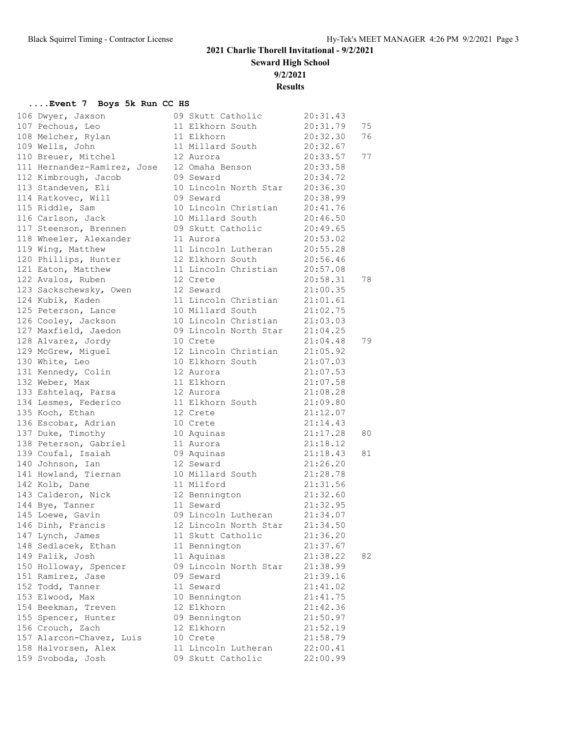## 2021 Charlie Thorell Invitational - 9/2/2021

**Seward High School**

**9/2/2021**

**Results**

### ....Event 7 Boys 5k Run CC HS

| Place | Name | Year | School | Time | Points |
|---|---|---|---|---|---|
| 106 | Dwyer, Jaxson | 09 | Skutt Catholic | 20:31.43 | |
| 107 | Pechous, Leo | 11 | Elkhorn South | 20:31.79 | 75 |
| 108 | Melcher, Rylan | 11 | Elkhorn | 20:32.30 | 76 |
| 109 | Wells, John | 11 | Millard South | 20:32.67 | |
| 110 | Breuer, Mitchel | 12 | Aurora | 20:33.57 | 77 |
| 111 | Hernandez-Ramirez, Jose | 12 | Omaha Benson | 20:33.58 | |
| 112 | Kimbrough, Jacob | 09 | Seward | 20:34.72 | |
| 113 | Standeven, Eli | 10 | Lincoln North Star | 20:36.30 | |
| 114 | Ratkovec, Will | 09 | Seward | 20:38.99 | |
| 115 | Riddle, Sam | 10 | Lincoln Christian | 20:41.76 | |
| 116 | Carlson, Jack | 10 | Millard South | 20:46.50 | |
| 117 | Steenson, Brennen | 09 | Skutt Catholic | 20:49.65 | |
| 118 | Wheeler, Alexander | 11 | Aurora | 20:53.02 | |
| 119 | Wing, Matthew | 11 | Lincoln Lutheran | 20:55.28 | |
| 120 | Phillips, Hunter | 12 | Elkhorn South | 20:56.46 | |
| 121 | Eaton, Matthew | 11 | Lincoln Christian | 20:57.08 | |
| 122 | Avalos, Ruben | 12 | Crete | 20:58.31 | 78 |
| 123 | Sackschewsky, Owen | 12 | Seward | 21:00.35 | |
| 124 | Kubik, Kaden | 11 | Lincoln Christian | 21:01.61 | |
| 125 | Peterson, Lance | 10 | Millard South | 21:02.75 | |
| 126 | Cooley, Jackson | 10 | Lincoln Christian | 21:03.03 | |
| 127 | Maxfield, Jaedon | 09 | Lincoln North Star | 21:04.25 | |
| 128 | Alvarez, Jordy | 10 | Crete | 21:04.48 | 79 |
| 129 | McGrew, Miguel | 12 | Lincoln Christian | 21:05.92 | |
| 130 | White, Leo | 10 | Elkhorn South | 21:07.03 | |
| 131 | Kennedy, Colin | 12 | Aurora | 21:07.53 | |
| 132 | Weber, Max | 11 | Elkhorn | 21:07.58 | |
| 133 | Eshtelaq, Parsa | 12 | Aurora | 21:08.28 | |
| 134 | Lesmes, Federico | 11 | Elkhorn South | 21:09.80 | |
| 135 | Koch, Ethan | 12 | Crete | 21:12.07 | |
| 136 | Escobar, Adrian | 10 | Crete | 21:14.43 | |
| 137 | Duke, Timothy | 10 | Aquinas | 21:17.28 | 80 |
| 138 | Peterson, Gabriel | 11 | Aurora | 21:18.12 | |
| 139 | Coufal, Isaiah | 09 | Aquinas | 21:18.43 | 81 |
| 140 | Johnson, Ian | 12 | Seward | 21:26.20 | |
| 141 | Howland, Tiernan | 10 | Millard South | 21:28.78 | |
| 142 | Kolb, Dane | 11 | Milford | 21:31.56 | |
| 143 | Calderon, Nick | 12 | Bennington | 21:32.60 | |
| 144 | Bye, Tanner | 11 | Seward | 21:32.95 | |
| 145 | Loewe, Gavin | 09 | Lincoln Lutheran | 21:34.07 | |
| 146 | Dinh, Francis | 12 | Lincoln North Star | 21:34.50 | |
| 147 | Lynch, James | 11 | Skutt Catholic | 21:36.20 | |
| 148 | Sedlacek, Ethan | 11 | Bennington | 21:37.67 | |
| 149 | Palik, Josh | 11 | Aquinas | 21:38.22 | 82 |
| 150 | Holloway, Spencer | 09 | Lincoln North Star | 21:38.99 | |
| 151 | Ramirez, Jase | 09 | Seward | 21:39.16 | |
| 152 | Todd, Tanner | 11 | Seward | 21:41.02 | |
| 153 | Elwood, Max | 10 | Bennington | 21:41.75 | |
| 154 | Beekman, Treven | 12 | Elkhorn | 21:42.36 | |
| 155 | Spencer, Hunter | 09 | Bennington | 21:50.97 | |
| 156 | Crouch, Zach | 12 | Elkhorn | 21:52.19 | |
| 157 | Alarcon-Chavez, Luis | 10 | Crete | 21:58.79 | |
| 158 | Halvorsen, Alex | 11 | Lincoln Lutheran | 22:00.41 | |
| 159 | Svoboda, Josh | 09 | Skutt Catholic | 22:00.99 | |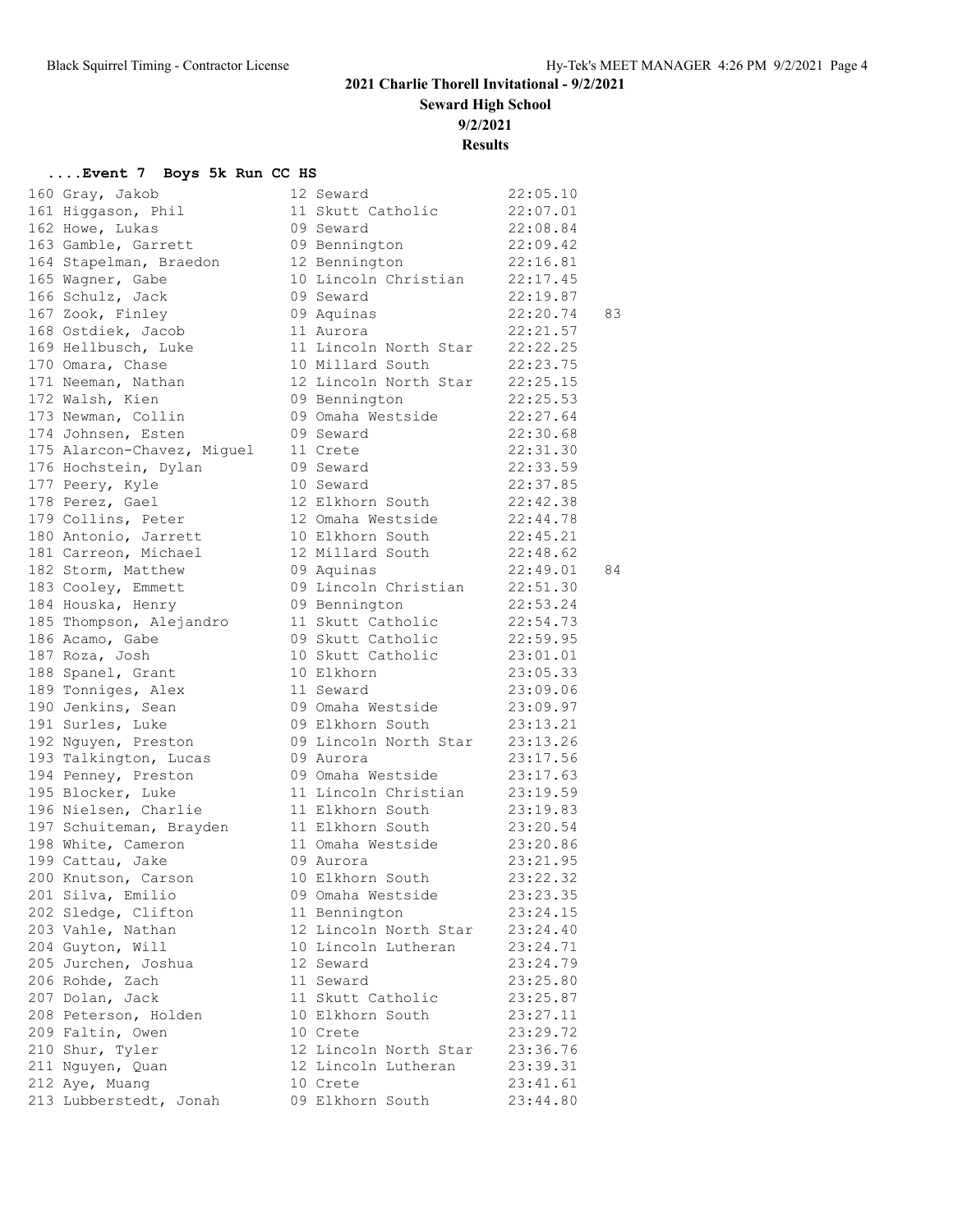# 2021 Charlie Thorell Invitational - 9/2/2021

## Seward High School

### 9/2/2021

### Results

#### ....Event 7 Boys 5k Run CC HS

| Place | Name | Yr | School | Time | Points |
|---|---|---|---|---|---|
| 160 | Gray, Jakob | 12 | Seward | 22:05.10 | |
| 161 | Higgason, Phil | 11 | Skutt Catholic | 22:07.01 | |
| 162 | Howe, Lukas | 09 | Seward | 22:08.84 | |
| 163 | Gamble, Garrett | 09 | Bennington | 22:09.42 | |
| 164 | Stapelman, Braedon | 12 | Bennington | 22:16.81 | |
| 165 | Wagner, Gabe | 10 | Lincoln Christian | 22:17.45 | |
| 166 | Schulz, Jack | 09 | Seward | 22:19.87 | |
| 167 | Zook, Finley | 09 | Aquinas | 22:20.74 | 83 |
| 168 | Ostdiek, Jacob | 11 | Aurora | 22:21.57 | |
| 169 | Hellbusch, Luke | 11 | Lincoln North Star | 22:22.25 | |
| 170 | Omara, Chase | 10 | Millard South | 22:23.75 | |
| 171 | Neeman, Nathan | 12 | Lincoln North Star | 22:25.15 | |
| 172 | Walsh, Kien | 09 | Bennington | 22:25.53 | |
| 173 | Newman, Collin | 09 | Omaha Westside | 22:27.64 | |
| 174 | Johnsen, Esten | 09 | Seward | 22:30.68 | |
| 175 | Alarcon-Chavez, Miguel | 11 | Crete | 22:31.30 | |
| 176 | Hochstein, Dylan | 09 | Seward | 22:33.59 | |
| 177 | Peery, Kyle | 10 | Seward | 22:37.85 | |
| 178 | Perez, Gael | 12 | Elkhorn South | 22:42.38 | |
| 179 | Collins, Peter | 12 | Omaha Westside | 22:44.78 | |
| 180 | Antonio, Jarrett | 10 | Elkhorn South | 22:45.21 | |
| 181 | Carreon, Michael | 12 | Millard South | 22:48.62 | |
| 182 | Storm, Matthew | 09 | Aquinas | 22:49.01 | 84 |
| 183 | Cooley, Emmett | 09 | Lincoln Christian | 22:51.30 | |
| 184 | Houska, Henry | 09 | Bennington | 22:53.24 | |
| 185 | Thompson, Alejandro | 11 | Skutt Catholic | 22:54.73 | |
| 186 | Acamo, Gabe | 09 | Skutt Catholic | 22:59.95 | |
| 187 | Roza, Josh | 10 | Skutt Catholic | 23:01.01 | |
| 188 | Spanel, Grant | 10 | Elkhorn | 23:05.33 | |
| 189 | Tonniges, Alex | 11 | Seward | 23:09.06 | |
| 190 | Jenkins, Sean | 09 | Omaha Westside | 23:09.97 | |
| 191 | Surles, Luke | 09 | Elkhorn South | 23:13.21 | |
| 192 | Nguyen, Preston | 09 | Lincoln North Star | 23:13.26 | |
| 193 | Talkington, Lucas | 09 | Aurora | 23:17.56 | |
| 194 | Penney, Preston | 09 | Omaha Westside | 23:17.63 | |
| 195 | Blocker, Luke | 11 | Lincoln Christian | 23:19.59 | |
| 196 | Nielsen, Charlie | 11 | Elkhorn South | 23:19.83 | |
| 197 | Schuiteman, Brayden | 11 | Elkhorn South | 23:20.54 | |
| 198 | White, Cameron | 11 | Omaha Westside | 23:20.86 | |
| 199 | Cattau, Jake | 09 | Aurora | 23:21.95 | |
| 200 | Knutson, Carson | 10 | Elkhorn South | 23:22.32 | |
| 201 | Silva, Emilio | 09 | Omaha Westside | 23:23.35 | |
| 202 | Sledge, Clifton | 11 | Bennington | 23:24.15 | |
| 203 | Vahle, Nathan | 12 | Lincoln North Star | 23:24.40 | |
| 204 | Guyton, Will | 10 | Lincoln Lutheran | 23:24.71 | |
| 205 | Jurchen, Joshua | 12 | Seward | 23:24.79 | |
| 206 | Rohde, Zach | 11 | Seward | 23:25.80 | |
| 207 | Dolan, Jack | 11 | Skutt Catholic | 23:25.87 | |
| 208 | Peterson, Holden | 10 | Elkhorn South | 23:27.11 | |
| 209 | Faltin, Owen | 10 | Crete | 23:29.72 | |
| 210 | Shur, Tyler | 12 | Lincoln North Star | 23:36.76 | |
| 211 | Nguyen, Quan | 12 | Lincoln Lutheran | 23:39.31 | |
| 212 | Aye, Muang | 10 | Crete | 23:41.61 | |
| 213 | Lubberstedt, Jonah | 09 | Elkhorn South | 23:44.80 | |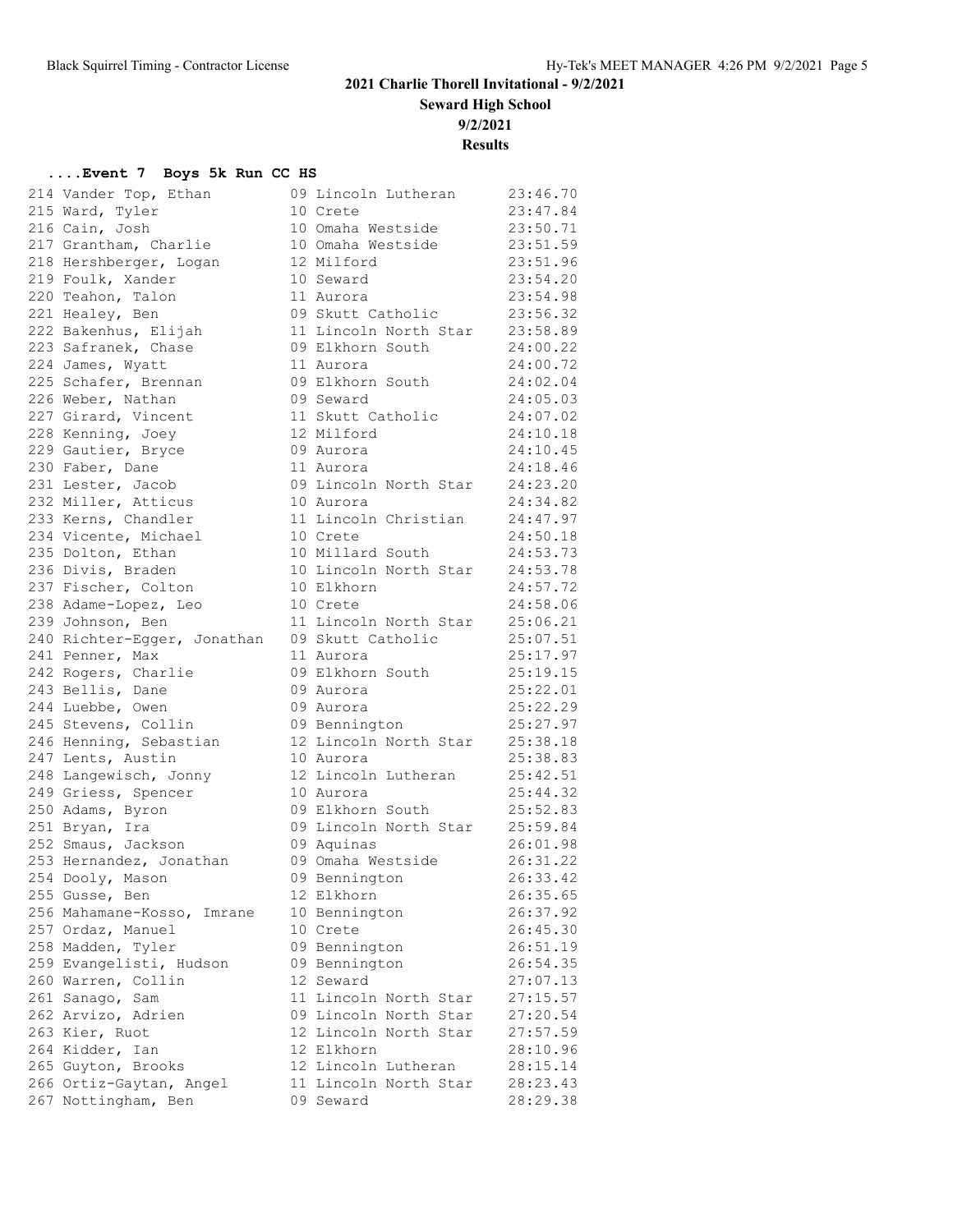## 2021 Charlie Thorell Invitational - 9/2/2021

**Seward High School**

**9/2/2021**

**Results**

### ....Event 7 Boys 5k Run CC HS

| Place | Name | Yr | School | Time |
|---|---|---|---|---|
| 214 | Vander Top, Ethan | 09 | Lincoln Lutheran | 23:46.70 |
| 215 | Ward, Tyler | 10 | Crete | 23:47.84 |
| 216 | Cain, Josh | 10 | Omaha Westside | 23:50.71 |
| 217 | Grantham, Charlie | 10 | Omaha Westside | 23:51.59 |
| 218 | Hershberger, Logan | 12 | Milford | 23:51.96 |
| 219 | Foulk, Xander | 10 | Seward | 23:54.20 |
| 220 | Teahon, Talon | 11 | Aurora | 23:54.98 |
| 221 | Healey, Ben | 09 | Skutt Catholic | 23:56.32 |
| 222 | Bakenhus, Elijah | 11 | Lincoln North Star | 23:58.89 |
| 223 | Safranek, Chase | 09 | Elkhorn South | 24:00.22 |
| 224 | James, Wyatt | 11 | Aurora | 24:00.72 |
| 225 | Schafer, Brennan | 09 | Elkhorn South | 24:02.04 |
| 226 | Weber, Nathan | 09 | Seward | 24:05.03 |
| 227 | Girard, Vincent | 11 | Skutt Catholic | 24:07.02 |
| 228 | Kenning, Joey | 12 | Milford | 24:10.18 |
| 229 | Gautier, Bryce | 09 | Aurora | 24:10.45 |
| 230 | Faber, Dane | 11 | Aurora | 24:18.46 |
| 231 | Lester, Jacob | 09 | Lincoln North Star | 24:23.20 |
| 232 | Miller, Atticus | 10 | Aurora | 24:34.82 |
| 233 | Kerns, Chandler | 11 | Lincoln Christian | 24:47.97 |
| 234 | Vicente, Michael | 10 | Crete | 24:50.18 |
| 235 | Dolton, Ethan | 10 | Millard South | 24:53.73 |
| 236 | Divis, Braden | 10 | Lincoln North Star | 24:53.78 |
| 237 | Fischer, Colton | 10 | Elkhorn | 24:57.72 |
| 238 | Adame-Lopez, Leo | 10 | Crete | 24:58.06 |
| 239 | Johnson, Ben | 11 | Lincoln North Star | 25:06.21 |
| 240 | Richter-Egger, Jonathan | 09 | Skutt Catholic | 25:07.51 |
| 241 | Penner, Max | 11 | Aurora | 25:17.97 |
| 242 | Rogers, Charlie | 09 | Elkhorn South | 25:19.15 |
| 243 | Bellis, Dane | 09 | Aurora | 25:22.01 |
| 244 | Luebbe, Owen | 09 | Aurora | 25:22.29 |
| 245 | Stevens, Collin | 09 | Bennington | 25:27.97 |
| 246 | Henning, Sebastian | 12 | Lincoln North Star | 25:38.18 |
| 247 | Lents, Austin | 10 | Aurora | 25:38.83 |
| 248 | Langewisch, Jonny | 12 | Lincoln Lutheran | 25:42.51 |
| 249 | Griess, Spencer | 10 | Aurora | 25:44.32 |
| 250 | Adams, Byron | 09 | Elkhorn South | 25:52.83 |
| 251 | Bryan, Ira | 09 | Lincoln North Star | 25:59.84 |
| 252 | Smaus, Jackson | 09 | Aquinas | 26:01.98 |
| 253 | Hernandez, Jonathan | 09 | Omaha Westside | 26:31.22 |
| 254 | Dooly, Mason | 09 | Bennington | 26:33.42 |
| 255 | Gusse, Ben | 12 | Elkhorn | 26:35.65 |
| 256 | Mahamane-Kosso, Imrane | 10 | Bennington | 26:37.92 |
| 257 | Ordaz, Manuel | 10 | Crete | 26:45.30 |
| 258 | Madden, Tyler | 09 | Bennington | 26:51.19 |
| 259 | Evangelisti, Hudson | 09 | Bennington | 26:54.35 |
| 260 | Warren, Collin | 12 | Seward | 27:07.13 |
| 261 | Sanago, Sam | 11 | Lincoln North Star | 27:15.57 |
| 262 | Arvizo, Adrien | 09 | Lincoln North Star | 27:20.54 |
| 263 | Kier, Ruot | 12 | Lincoln North Star | 27:57.59 |
| 264 | Kidder, Ian | 12 | Elkhorn | 28:10.96 |
| 265 | Guyton, Brooks | 12 | Lincoln Lutheran | 28:15.14 |
| 266 | Ortiz-Gaytan, Angel | 11 | Lincoln North Star | 28:23.43 |
| 267 | Nottingham, Ben | 09 | Seward | 28:29.38 |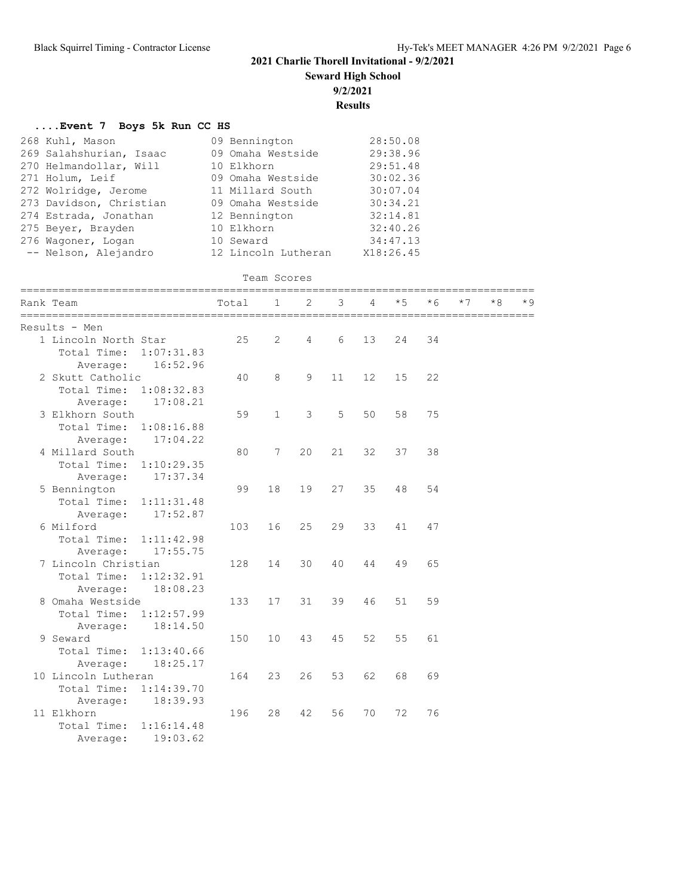## 2021 Charlie Thorell Invitational - 9/2/2021

**Seward High School**

**9/2/2021**

**Results**

### ....Event 7 Boys 5k Run CC HS

| Place | Name | Year | School | Time |
|---|---|---|---|---|
| 268 | Kuhl, Mason | 09 | Bennington | 28:50.08 |
| 269 | Salahshurian, Isaac | 09 | Omaha Westside | 29:38.96 |
| 270 | Helmandollar, Will | 10 | Elkhorn | 29:51.48 |
| 271 | Holum, Leif | 09 | Omaha Westside | 30:02.36 |
| 272 | Wolridge, Jerome | 11 | Millard South | 30:07.04 |
| 273 | Davidson, Christian | 09 | Omaha Westside | 30:34.21 |
| 274 | Estrada, Jonathan | 12 | Bennington | 32:14.81 |
| 275 | Beyer, Brayden | 10 | Elkhorn | 32:40.26 |
| 276 | Wagoner, Logan | 10 | Seward | 34:47.13 |
| -- | Nelson, Alejandro | 12 | Lincoln Lutheran | X18:26.45 |

#### Team Scores

**Results - Men**

| Rank | Team | Total | 1 | 2 | 3 | 4 | *5 | *6 | *7 | *8 | *9 | Total Time | Average |
|---|---|---|---|---|---|---|---|---|---|---|---|---|---|
| 1 | Lincoln North Star | 25 | 2 | 4 | 6 | 13 | 24 | 34 | | | | 1:07:31.83 | 16:52.96 |
| 2 | Skutt Catholic | 40 | 8 | 9 | 11 | 12 | 15 | 22 | | | | 1:08:32.83 | 17:08.21 |
| 3 | Elkhorn South | 59 | 1 | 3 | 5 | 50 | 58 | 75 | | | | 1:08:16.88 | 17:04.22 |
| 4 | Millard South | 80 | 7 | 20 | 21 | 32 | 37 | 38 | | | | 1:10:29.35 | 17:37.34 |
| 5 | Bennington | 99 | 18 | 19 | 27 | 35 | 48 | 54 | | | | 1:11:31.48 | 17:52.87 |
| 6 | Milford | 103 | 16 | 25 | 29 | 33 | 41 | 47 | | | | 1:11:42.98 | 17:55.75 |
| 7 | Lincoln Christian | 128 | 14 | 30 | 40 | 44 | 49 | 65 | | | | 1:12:32.91 | 18:08.23 |
| 8 | Omaha Westside | 133 | 17 | 31 | 39 | 46 | 51 | 59 | | | | 1:12:57.99 | 18:14.50 |
| 9 | Seward | 150 | 10 | 43 | 45 | 52 | 55 | 61 | | | | 1:13:40.66 | 18:25.17 |
| 10 | Lincoln Lutheran | 164 | 23 | 26 | 53 | 62 | 68 | 69 | | | | 1:14:39.70 | 18:39.93 |
| 11 | Elkhorn | 196 | 28 | 42 | 56 | 70 | 72 | 76 | | | | 1:16:14.48 | 19:03.62 |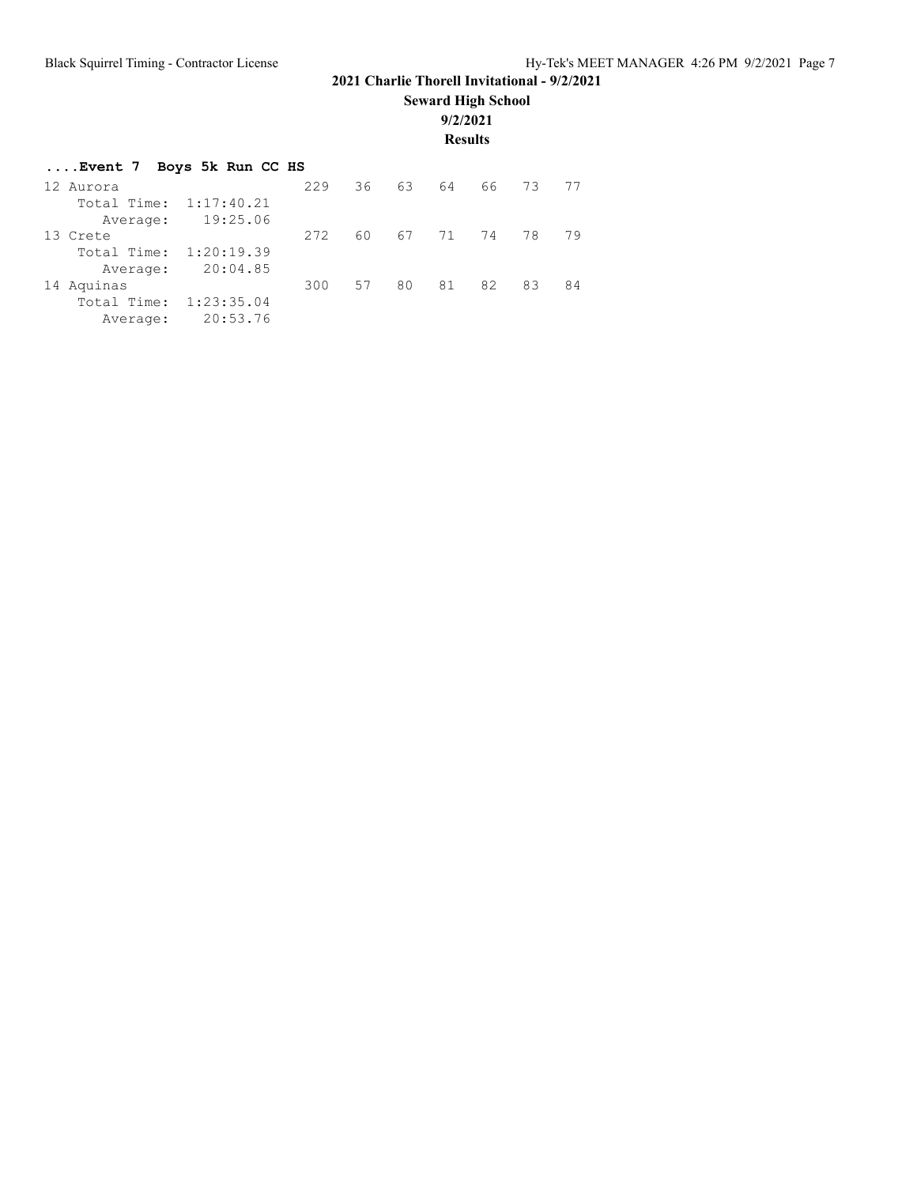**2021 Charlie Thorell Invitational - 9/2/2021**

**Seward High School**

**9/2/2021**

**Results**

### ....Event 7 Boys 5k Run CC HS

```
12 Aurora                    229   36   63   64   66   73   77
    Total Time:  1:17:40.21
       Average:    19:25.06
13 Crete                     272   60   67   71   74   78   79
    Total Time:  1:20:19.39
       Average:    20:04.85
14 Aquinas                   300   57   80   81   82   83   84
    Total Time:  1:23:35.04
       Average:    20:53.76
```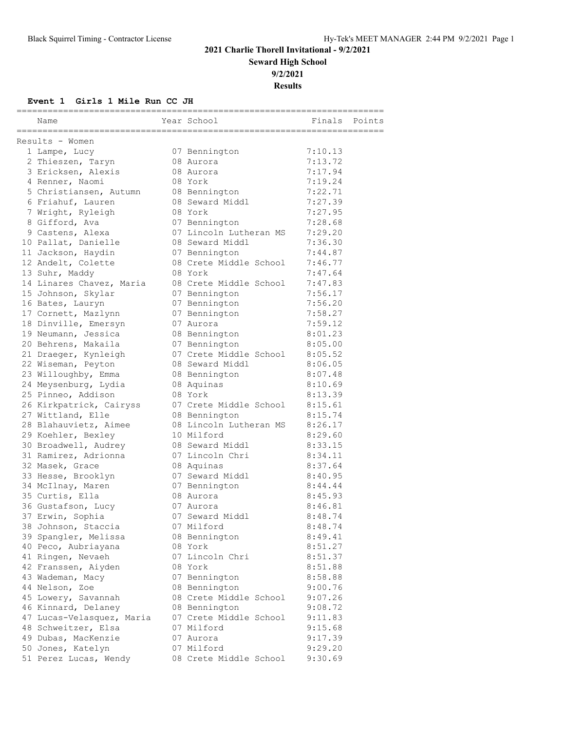**2021 Charlie Thorell Invitational - 9/2/2021**

**Seward High School**

**9/2/2021**

**Results**

### Event 1 Girls 1 Mile Run CC JH

Results - Women

| Place | Name | Year | School | Finals | Points |
|---|---|---|---|---|---|
| 1 | Lampe, Lucy | 07 | Bennington | 7:10.13 | |
| 2 | Thieszen, Taryn | 08 | Aurora | 7:13.72 | |
| 3 | Ericksen, Alexis | 08 | Aurora | 7:17.94 | |
| 4 | Renner, Naomi | 08 | York | 7:19.24 | |
| 5 | Christiansen, Autumn | 08 | Bennington | 7:22.71 | |
| 6 | Friahuf, Lauren | 08 | Seward Middl | 7:27.39 | |
| 7 | Wright, Ryleigh | 08 | York | 7:27.95 | |
| 8 | Gifford, Ava | 07 | Bennington | 7:28.68 | |
| 9 | Castens, Alexa | 07 | Lincoln Lutheran MS | 7:29.20 | |
| 10 | Pallat, Danielle | 08 | Seward Middl | 7:36.30 | |
| 11 | Jackson, Haydin | 07 | Bennington | 7:44.87 | |
| 12 | Andelt, Colette | 08 | Crete Middle School | 7:46.77 | |
| 13 | Suhr, Maddy | 08 | York | 7:47.64 | |
| 14 | Linares Chavez, Maria | 08 | Crete Middle School | 7:47.83 | |
| 15 | Johnson, Skylar | 07 | Bennington | 7:56.17 | |
| 16 | Bates, Lauryn | 07 | Bennington | 7:56.20 | |
| 17 | Cornett, Mazlynn | 07 | Bennington | 7:58.27 | |
| 18 | Dinville, Emersyn | 07 | Aurora | 7:59.12 | |
| 19 | Neumann, Jessica | 08 | Bennington | 8:01.23 | |
| 20 | Behrens, Makaila | 07 | Bennington | 8:05.00 | |
| 21 | Draeger, Kynleigh | 07 | Crete Middle School | 8:05.52 | |
| 22 | Wiseman, Peyton | 08 | Seward Middl | 8:06.05 | |
| 23 | Willoughby, Emma | 08 | Bennington | 8:07.48 | |
| 24 | Meysenburg, Lydia | 08 | Aquinas | 8:10.69 | |
| 25 | Pinneo, Addison | 08 | York | 8:13.39 | |
| 26 | Kirkpatrick, Cairyss | 07 | Crete Middle School | 8:15.61 | |
| 27 | Wittland, Elle | 08 | Bennington | 8:15.74 | |
| 28 | Blahauvietz, Aimee | 08 | Lincoln Lutheran MS | 8:26.17 | |
| 29 | Koehler, Bexley | 10 | Milford | 8:29.60 | |
| 30 | Broadwell, Audrey | 08 | Seward Middl | 8:33.15 | |
| 31 | Ramirez, Adrionna | 07 | Lincoln Chri | 8:34.11 | |
| 32 | Masek, Grace | 08 | Aquinas | 8:37.64 | |
| 33 | Hesse, Brooklyn | 07 | Seward Middl | 8:40.95 | |
| 34 | McIlnay, Maren | 07 | Bennington | 8:44.44 | |
| 35 | Curtis, Ella | 08 | Aurora | 8:45.93 | |
| 36 | Gustafson, Lucy | 07 | Aurora | 8:46.81 | |
| 37 | Erwin, Sophia | 07 | Seward Middl | 8:48.74 | |
| 38 | Johnson, Staccia | 07 | Milford | 8:48.74 | |
| 39 | Spangler, Melissa | 08 | Bennington | 8:49.41 | |
| 40 | Peco, Aubriayana | 08 | York | 8:51.27 | |
| 41 | Ringen, Nevaeh | 07 | Lincoln Chri | 8:51.37 | |
| 42 | Franssen, Aiyden | 08 | York | 8:51.88 | |
| 43 | Wademan, Macy | 07 | Bennington | 8:58.88 | |
| 44 | Nelson, Zoe | 08 | Bennington | 9:00.76 | |
| 45 | Lowery, Savannah | 08 | Crete Middle School | 9:07.26 | |
| 46 | Kinnard, Delaney | 08 | Bennington | 9:08.72 | |
| 47 | Lucas-Velasquez, Maria | 07 | Crete Middle School | 9:11.83 | |
| 48 | Schweitzer, Elsa | 07 | Milford | 9:15.68 | |
| 49 | Dubas, MacKenzie | 07 | Aurora | 9:17.39 | |
| 50 | Jones, Katelyn | 07 | Milford | 9:29.20 | |
| 51 | Perez Lucas, Wendy | 08 | Crete Middle School | 9:30.69 | |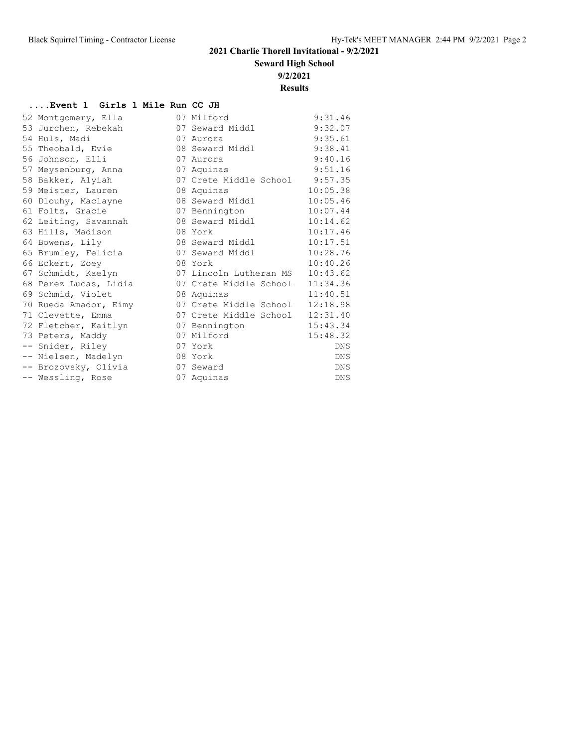**2021 Charlie Thorell Invitational - 9/2/2021**

**Seward High School**

**9/2/2021**

**Results**

### ....Event 1 Girls 1 Mile Run CC JH

| Place | Name | Year | School | Time |
|---|---|---|---|---|
| 52 | Montgomery, Ella | 07 | Milford | 9:31.46 |
| 53 | Jurchen, Rebekah | 07 | Seward Middl | 9:32.07 |
| 54 | Huls, Madi | 07 | Aurora | 9:35.61 |
| 55 | Theobald, Evie | 08 | Seward Middl | 9:38.41 |
| 56 | Johnson, Elli | 07 | Aurora | 9:40.16 |
| 57 | Meysenburg, Anna | 07 | Aquinas | 9:51.16 |
| 58 | Bakker, Alyiah | 07 | Crete Middle School | 9:57.35 |
| 59 | Meister, Lauren | 08 | Aquinas | 10:05.38 |
| 60 | Dlouhy, Maclayne | 08 | Seward Middl | 10:05.46 |
| 61 | Foltz, Gracie | 07 | Bennington | 10:07.44 |
| 62 | Leiting, Savannah | 08 | Seward Middl | 10:14.62 |
| 63 | Hills, Madison | 08 | York | 10:17.46 |
| 64 | Bowens, Lily | 08 | Seward Middl | 10:17.51 |
| 65 | Brumley, Felicia | 07 | Seward Middl | 10:28.76 |
| 66 | Eckert, Zoey | 08 | York | 10:40.26 |
| 67 | Schmidt, Kaelyn | 07 | Lincoln Lutheran MS | 10:43.62 |
| 68 | Perez Lucas, Lidia | 07 | Crete Middle School | 11:34.36 |
| 69 | Schmid, Violet | 08 | Aquinas | 11:40.51 |
| 70 | Rueda Amador, Eimy | 07 | Crete Middle School | 12:18.98 |
| 71 | Clevette, Emma | 07 | Crete Middle School | 12:31.40 |
| 72 | Fletcher, Kaitlyn | 07 | Bennington | 15:43.34 |
| 73 | Peters, Maddy | 07 | Milford | 15:48.32 |
| -- | Snider, Riley | 07 | York | DNS |
| -- | Nielsen, Madelyn | 08 | York | DNS |
| -- | Brozovsky, Olivia | 07 | Seward | DNS |
| -- | Wessling, Rose | 07 | Aquinas | DNS |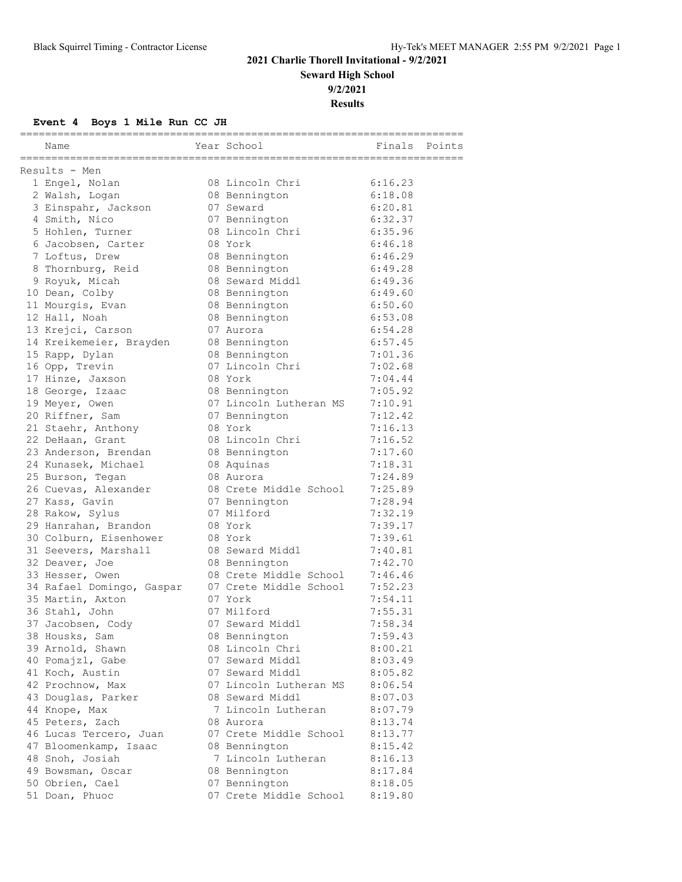# 2021 Charlie Thorell Invitational - 9/2/2021

## Seward High School

## 9/2/2021

## Results

### Event 4 Boys 1 Mile Run CC JH

Results - Men

| Place | Name | Year | School | Finals | Points |
|---|---|---|---|---|---|
| 1 | Engel, Nolan | 08 | Lincoln Chri | 6:16.23 | |
| 2 | Walsh, Logan | 08 | Bennington | 6:18.08 | |
| 3 | Einspahr, Jackson | 07 | Seward | 6:20.81 | |
| 4 | Smith, Nico | 07 | Bennington | 6:32.37 | |
| 5 | Hohlen, Turner | 08 | Lincoln Chri | 6:35.96 | |
| 6 | Jacobsen, Carter | 08 | York | 6:46.18 | |
| 7 | Loftus, Drew | 08 | Bennington | 6:46.29 | |
| 8 | Thornburg, Reid | 08 | Bennington | 6:49.28 | |
| 9 | Royuk, Micah | 08 | Seward Middl | 6:49.36 | |
| 10 | Dean, Colby | 08 | Bennington | 6:49.60 | |
| 11 | Mourgis, Evan | 08 | Bennington | 6:50.60 | |
| 12 | Hall, Noah | 08 | Bennington | 6:53.08 | |
| 13 | Krejci, Carson | 07 | Aurora | 6:54.28 | |
| 14 | Kreikemeier, Brayden | 08 | Bennington | 6:57.45 | |
| 15 | Rapp, Dylan | 08 | Bennington | 7:01.36 | |
| 16 | Opp, Trevin | 07 | Lincoln Chri | 7:02.68 | |
| 17 | Hinze, Jaxson | 08 | York | 7:04.44 | |
| 18 | George, Izaac | 08 | Bennington | 7:05.92 | |
| 19 | Meyer, Owen | 07 | Lincoln Lutheran MS | 7:10.91 | |
| 20 | Riffner, Sam | 07 | Bennington | 7:12.42 | |
| 21 | Staehr, Anthony | 08 | York | 7:16.13 | |
| 22 | DeHaan, Grant | 08 | Lincoln Chri | 7:16.52 | |
| 23 | Anderson, Brendan | 08 | Bennington | 7:17.60 | |
| 24 | Kunasek, Michael | 08 | Aquinas | 7:18.31 | |
| 25 | Burson, Tegan | 08 | Aurora | 7:24.89 | |
| 26 | Cuevas, Alexander | 08 | Crete Middle School | 7:25.89 | |
| 27 | Kass, Gavin | 07 | Bennington | 7:28.94 | |
| 28 | Rakow, Sylus | 07 | Milford | 7:32.19 | |
| 29 | Hanrahan, Brandon | 08 | York | 7:39.17 | |
| 30 | Colburn, Eisenhower | 08 | York | 7:39.61 | |
| 31 | Seevers, Marshall | 08 | Seward Middl | 7:40.81 | |
| 32 | Deaver, Joe | 08 | Bennington | 7:42.70 | |
| 33 | Hesser, Owen | 08 | Crete Middle School | 7:46.46 | |
| 34 | Rafael Domingo, Gaspar | 07 | Crete Middle School | 7:52.23 | |
| 35 | Martin, Axton | 07 | York | 7:54.11 | |
| 36 | Stahl, John | 07 | Milford | 7:55.31 | |
| 37 | Jacobsen, Cody | 07 | Seward Middl | 7:58.34 | |
| 38 | Housks, Sam | 08 | Bennington | 7:59.43 | |
| 39 | Arnold, Shawn | 08 | Lincoln Chri | 8:00.21 | |
| 40 | Pomajzl, Gabe | 07 | Seward Middl | 8:03.49 | |
| 41 | Koch, Austin | 07 | Seward Middl | 8:05.82 | |
| 42 | Prochnow, Max | 07 | Lincoln Lutheran MS | 8:06.54 | |
| 43 | Douglas, Parker | 08 | Seward Middl | 8:07.03 | |
| 44 | Knope, Max | 7 | Lincoln Lutheran | 8:07.79 | |
| 45 | Peters, Zach | 08 | Aurora | 8:13.74 | |
| 46 | Lucas Tercero, Juan | 07 | Crete Middle School | 8:13.77 | |
| 47 | Bloomenkamp, Isaac | 08 | Bennington | 8:15.42 | |
| 48 | Snoh, Josiah | 7 | Lincoln Lutheran | 8:16.13 | |
| 49 | Bowsman, Oscar | 08 | Bennington | 8:17.84 | |
| 50 | Obrien, Cael | 07 | Bennington | 8:18.05 | |
| 51 | Doan, Phuoc | 07 | Crete Middle School | 8:19.80 | |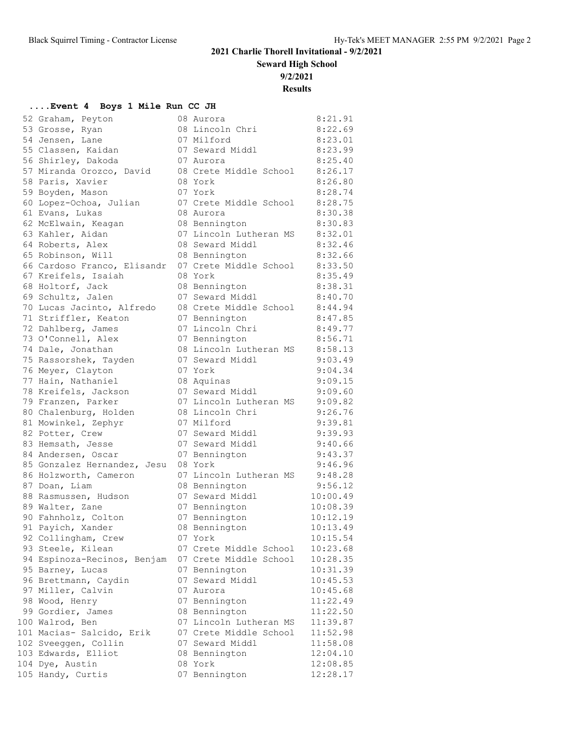## 2021 Charlie Thorell Invitational - 9/2/2021

**Seward High School**

**9/2/2021**

**Results**

### ....Event 4 Boys 1 Mile Run CC JH

| Place | Name | Yr | School | Time |
|---|---|---|---|---|
| 52 | Graham, Peyton | 08 | Aurora | 8:21.91 |
| 53 | Grosse, Ryan | 08 | Lincoln Chri | 8:22.69 |
| 54 | Jensen, Lane | 07 | Milford | 8:23.01 |
| 55 | Classen, Kaidan | 07 | Seward Middl | 8:23.99 |
| 56 | Shirley, Dakoda | 07 | Aurora | 8:25.40 |
| 57 | Miranda Orozco, David | 08 | Crete Middle School | 8:26.17 |
| 58 | Paris, Xavier | 08 | York | 8:26.80 |
| 59 | Boyden, Mason | 07 | York | 8:28.74 |
| 60 | Lopez-Ochoa, Julian | 07 | Crete Middle School | 8:28.75 |
| 61 | Evans, Lukas | 08 | Aurora | 8:30.38 |
| 62 | McElwain, Keagan | 08 | Bennington | 8:30.83 |
| 63 | Kahler, Aidan | 07 | Lincoln Lutheran MS | 8:32.01 |
| 64 | Roberts, Alex | 08 | Seward Middl | 8:32.46 |
| 65 | Robinson, Will | 08 | Bennington | 8:32.66 |
| 66 | Cardoso Franco, Elisandr | 07 | Crete Middle School | 8:33.50 |
| 67 | Kreifels, Isaiah | 08 | York | 8:35.49 |
| 68 | Holtorf, Jack | 08 | Bennington | 8:38.31 |
| 69 | Schultz, Jalen | 07 | Seward Middl | 8:40.70 |
| 70 | Lucas Jacinto, Alfredo | 08 | Crete Middle School | 8:44.94 |
| 71 | Striffler, Keaton | 07 | Bennington | 8:47.85 |
| 72 | Dahlberg, James | 07 | Lincoln Chri | 8:49.77 |
| 73 | O'Connell, Alex | 07 | Bennington | 8:56.71 |
| 74 | Dale, Jonathan | 08 | Lincoln Lutheran MS | 8:58.13 |
| 75 | Rassorshek, Tayden | 07 | Seward Middl | 9:03.49 |
| 76 | Meyer, Clayton | 07 | York | 9:04.34 |
| 77 | Hain, Nathaniel | 08 | Aquinas | 9:09.15 |
| 78 | Kreifels, Jackson | 07 | Seward Middl | 9:09.60 |
| 79 | Franzen, Parker | 07 | Lincoln Lutheran MS | 9:09.82 |
| 80 | Chalenburg, Holden | 08 | Lincoln Chri | 9:26.76 |
| 81 | Mowinkel, Zephyr | 07 | Milford | 9:39.81 |
| 82 | Potter, Crew | 07 | Seward Middl | 9:39.93 |
| 83 | Hemsath, Jesse | 07 | Seward Middl | 9:40.66 |
| 84 | Andersen, Oscar | 07 | Bennington | 9:43.37 |
| 85 | Gonzalez Hernandez, Jesu | 08 | York | 9:46.96 |
| 86 | Holzworth, Cameron | 07 | Lincoln Lutheran MS | 9:48.28 |
| 87 | Doan, Liam | 08 | Bennington | 9:56.12 |
| 88 | Rasmussen, Hudson | 07 | Seward Middl | 10:00.49 |
| 89 | Walter, Zane | 07 | Bennington | 10:08.39 |
| 90 | Fahnholz, Colton | 07 | Bennington | 10:12.19 |
| 91 | Payich, Xander | 08 | Bennington | 10:13.49 |
| 92 | Collingham, Crew | 07 | York | 10:15.54 |
| 93 | Steele, Kilean | 07 | Crete Middle School | 10:23.68 |
| 94 | Espinoza-Recinos, Benjam | 07 | Crete Middle School | 10:28.35 |
| 95 | Barney, Lucas | 07 | Bennington | 10:31.39 |
| 96 | Brettmann, Caydin | 07 | Seward Middl | 10:45.53 |
| 97 | Miller, Calvin | 07 | Aurora | 10:45.68 |
| 98 | Wood, Henry | 07 | Bennington | 11:22.49 |
| 99 | Gordier, James | 08 | Bennington | 11:22.50 |
| 100 | Walrod, Ben | 07 | Lincoln Lutheran MS | 11:39.87 |
| 101 | Macias- Salcido, Erik | 07 | Crete Middle School | 11:52.98 |
| 102 | Sveeggen, Collin | 07 | Seward Middl | 11:58.08 |
| 103 | Edwards, Elliot | 08 | Bennington | 12:04.10 |
| 104 | Dye, Austin | 08 | York | 12:08.85 |
| 105 | Handy, Curtis | 07 | Bennington | 12:28.17 |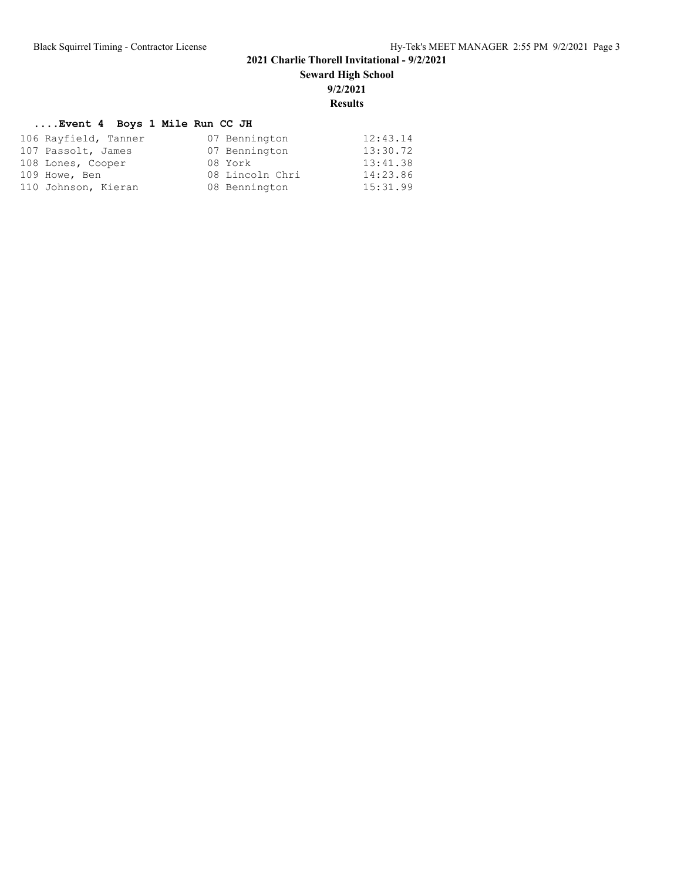2021 Charlie Thorell Invitational - 9/2/2021

Seward High School

9/2/2021

Results

### ....Event 4  Boys 1 Mile Run CC JH

| Place | Name | Year | School | Time |
|---|---|---|---|---|
| 106 | Rayfield, Tanner | 07 | Bennington | 12:43.14 |
| 107 | Passolt, James | 07 | Bennington | 13:30.72 |
| 108 | Lones, Cooper | 08 | York | 13:41.38 |
| 109 | Howe, Ben | 08 | Lincoln Chri | 14:23.86 |
| 110 | Johnson, Kieran | 08 | Bennington | 15:31.99 |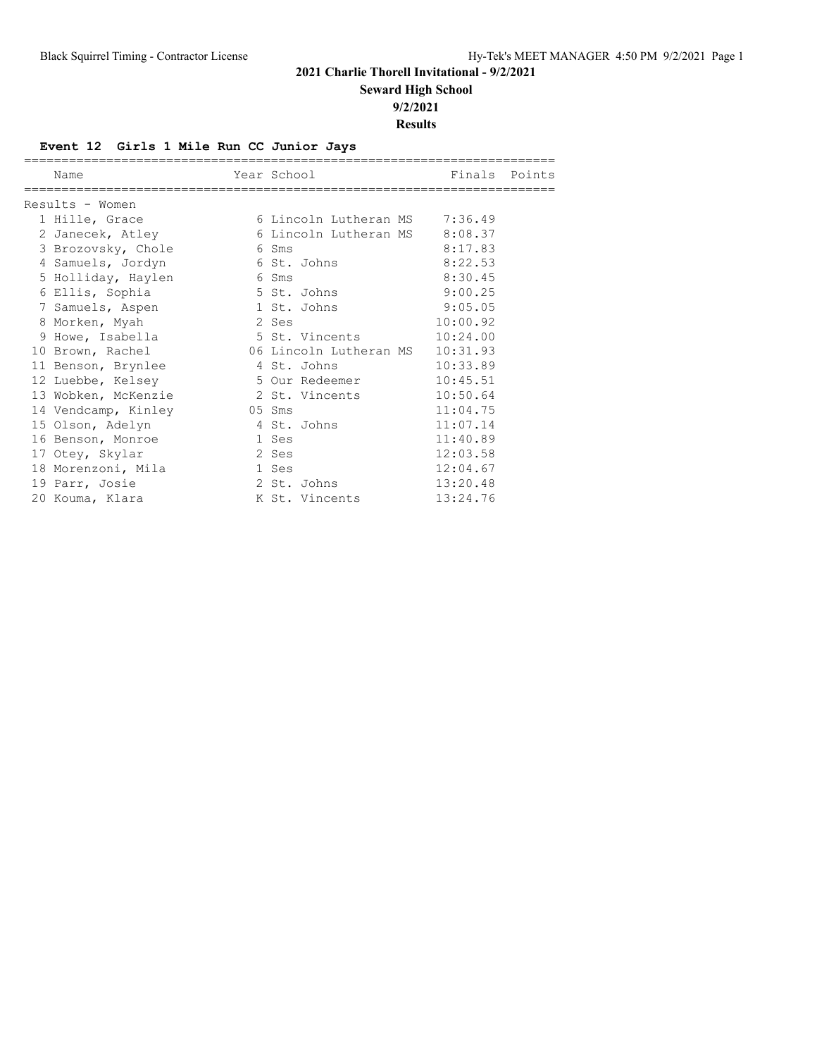**2021 Charlie Thorell Invitational - 9/2/2021**

**Seward High School**

**9/2/2021**

**Results**

### Event 12 Girls 1 Mile Run CC Junior Jays

Results - Women

| Place | Name | Year | School | Finals | Points |
|---|---|---|---|---|---|
| 1 | Hille, Grace | 6 | Lincoln Lutheran MS | 7:36.49 | |
| 2 | Janecek, Atley | 6 | Lincoln Lutheran MS | 8:08.37 | |
| 3 | Brozovsky, Chole | 6 | Sms | 8:17.83 | |
| 4 | Samuels, Jordyn | 6 | St. Johns | 8:22.53 | |
| 5 | Holliday, Haylen | 6 | Sms | 8:30.45 | |
| 6 | Ellis, Sophia | 5 | St. Johns | 9:00.25 | |
| 7 | Samuels, Aspen | 1 | St. Johns | 9:05.05 | |
| 8 | Morken, Myah | 2 | Ses | 10:00.92 | |
| 9 | Howe, Isabella | 5 | St. Vincents | 10:24.00 | |
| 10 | Brown, Rachel | 06 | Lincoln Lutheran MS | 10:31.93 | |
| 11 | Benson, Brynlee | 4 | St. Johns | 10:33.89 | |
| 12 | Luebbe, Kelsey | 5 | Our Redeemer | 10:45.51 | |
| 13 | Wobken, McKenzie | 2 | St. Vincents | 10:50.64 | |
| 14 | Vendcamp, Kinley | 05 | Sms | 11:04.75 | |
| 15 | Olson, Adelyn | 4 | St. Johns | 11:07.14 | |
| 16 | Benson, Monroe | 1 | Ses | 11:40.89 | |
| 17 | Otey, Skylar | 2 | Ses | 12:03.58 | |
| 18 | Morenzoni, Mila | 1 | Ses | 12:04.67 | |
| 19 | Parr, Josie | 2 | St. Johns | 13:20.48 | |
| 20 | Kouma, Klara | K | St. Vincents | 13:24.76 | |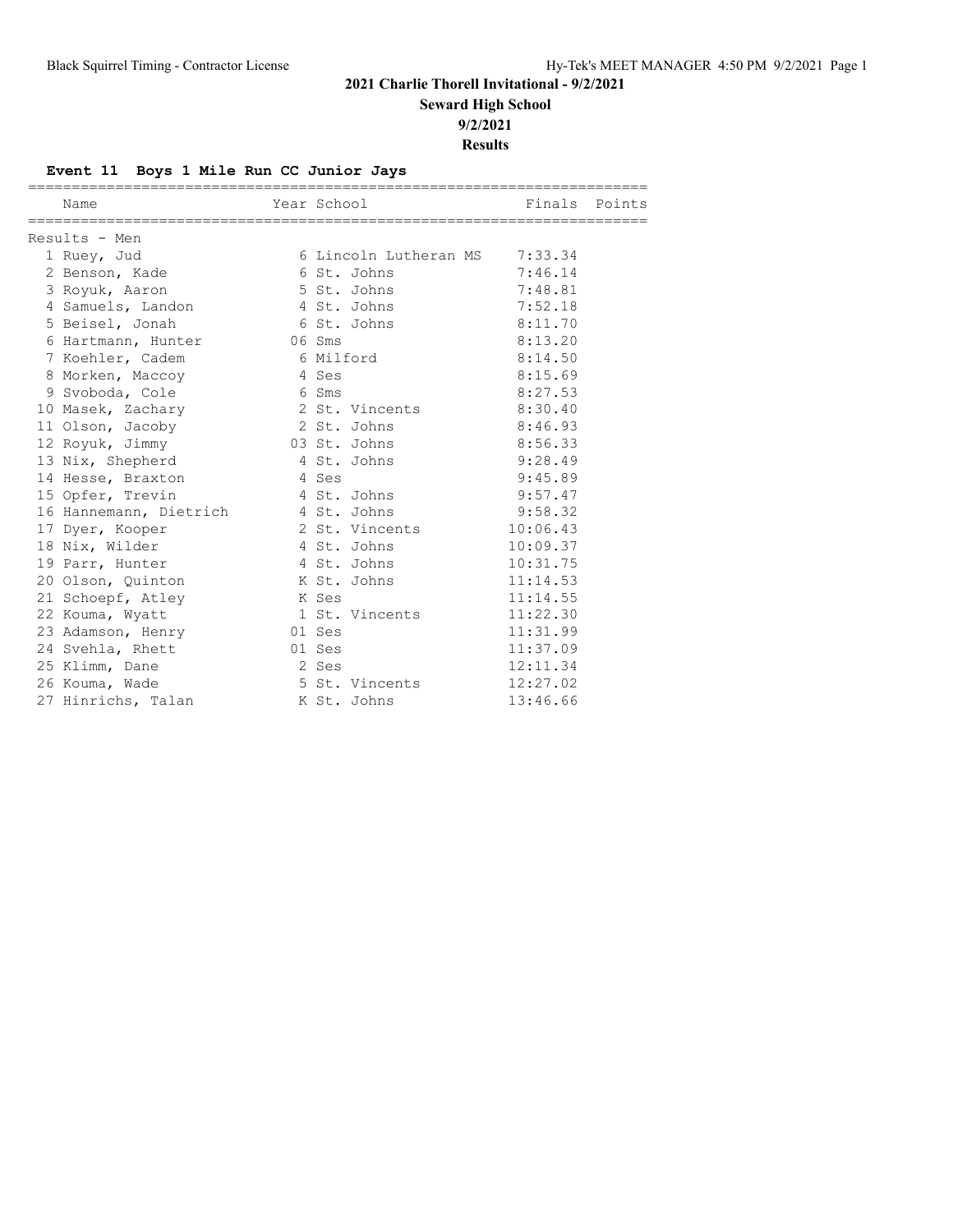**2021 Charlie Thorell Invitational - 9/2/2021**

**Seward High School**

**9/2/2021**

**Results**

**Event 11 Boys 1 Mile Run CC Junior Jays**

Results - Men

| | Name | Year | School | Finals | Points |
|---|---|---|---|---|---|
| 1 | Ruey, Jud | 6 | Lincoln Lutheran MS | 7:33.34 | |
| 2 | Benson, Kade | 6 | St. Johns | 7:46.14 | |
| 3 | Royuk, Aaron | 5 | St. Johns | 7:48.81 | |
| 4 | Samuels, Landon | 4 | St. Johns | 7:52.18 | |
| 5 | Beisel, Jonah | 6 | St. Johns | 8:11.70 | |
| 6 | Hartmann, Hunter | 06 | Sms | 8:13.20 | |
| 7 | Koehler, Cadem | 6 | Milford | 8:14.50 | |
| 8 | Morken, Maccoy | 4 | Ses | 8:15.69 | |
| 9 | Svoboda, Cole | 6 | Sms | 8:27.53 | |
| 10 | Masek, Zachary | 2 | St. Vincents | 8:30.40 | |
| 11 | Olson, Jacoby | 2 | St. Johns | 8:46.93 | |
| 12 | Royuk, Jimmy | 03 | St. Johns | 8:56.33 | |
| 13 | Nix, Shepherd | 4 | St. Johns | 9:28.49 | |
| 14 | Hesse, Braxton | 4 | Ses | 9:45.89 | |
| 15 | Opfer, Trevin | 4 | St. Johns | 9:57.47 | |
| 16 | Hannemann, Dietrich | 4 | St. Johns | 9:58.32 | |
| 17 | Dyer, Kooper | 2 | St. Vincents | 10:06.43 | |
| 18 | Nix, Wilder | 4 | St. Johns | 10:09.37 | |
| 19 | Parr, Hunter | 4 | St. Johns | 10:31.75 | |
| 20 | Olson, Quinton | K | St. Johns | 11:14.53 | |
| 21 | Schoepf, Atley | K | Ses | 11:14.55 | |
| 22 | Kouma, Wyatt | 1 | St. Vincents | 11:22.30 | |
| 23 | Adamson, Henry | 01 | Ses | 11:31.99 | |
| 24 | Svehla, Rhett | 01 | Ses | 11:37.09 | |
| 25 | Klimm, Dane | 2 | Ses | 12:11.34 | |
| 26 | Kouma, Wade | 5 | St. Vincents | 12:27.02 | |
| 27 | Hinrichs, Talan | K | St. Johns | 13:46.66 | |